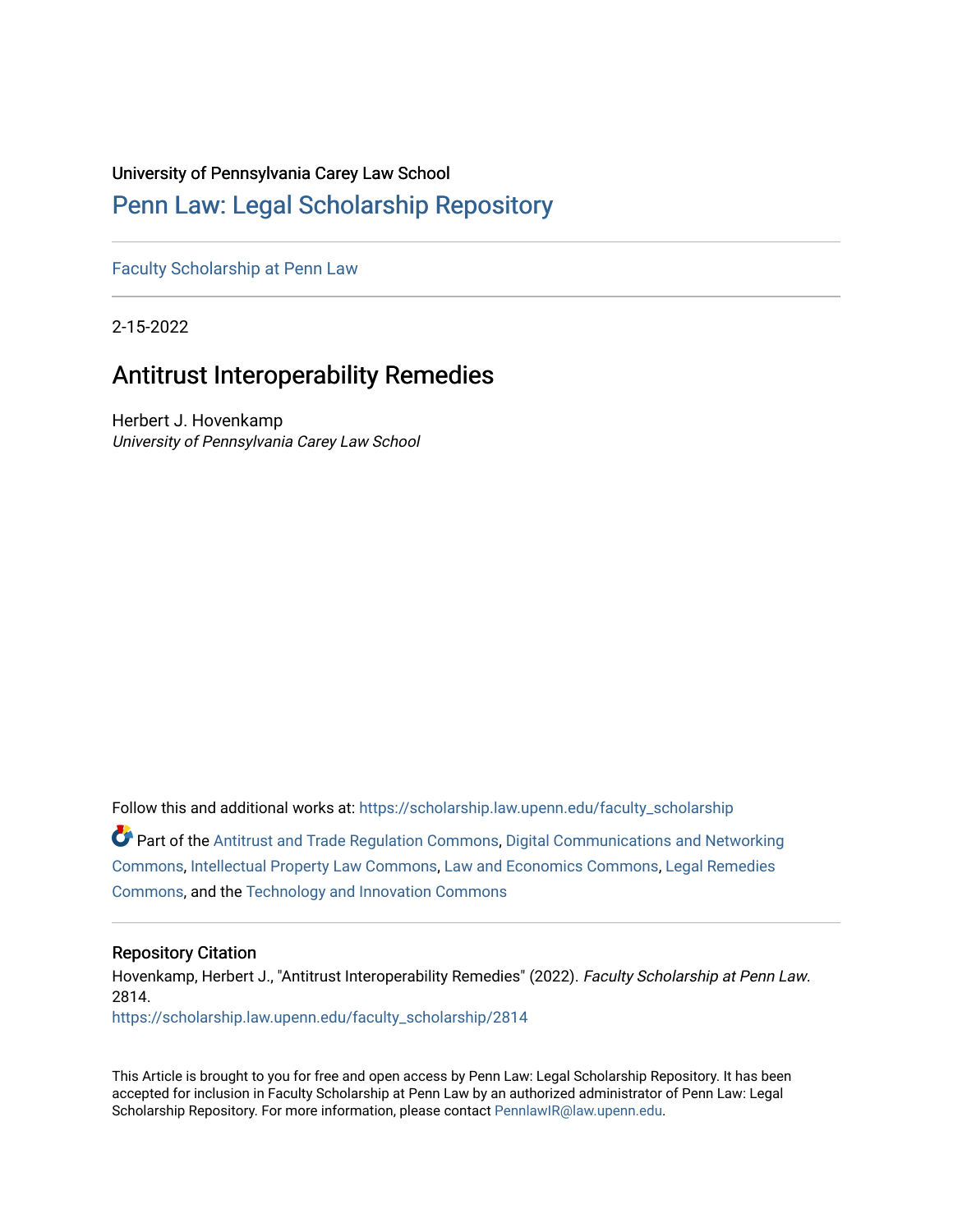University of Pennsylvania Carey Law School

# Penn Law: Legal Scholarship Repository

Faculty Scholarship at Penn Law

2-15-2022

## Antitrust Interoperability Remedies

Herbert J. Hovenkamp
*University of Pennsylvania Carey Law School*

Follow this and additional works at: https://scholarship.law.upenn.edu/faculty_scholarship

Part of the Antitrust and Trade Regulation Commons, Digital Communications and Networking Commons, Intellectual Property Law Commons, Law and Economics Commons, Legal Remedies Commons, and the Technology and Innovation Commons

### Repository Citation

Hovenkamp, Herbert J., "Antitrust Interoperability Remedies" (2022). *Faculty Scholarship at Penn Law*. 2814.
https://scholarship.law.upenn.edu/faculty_scholarship/2814

This Article is brought to you for free and open access by Penn Law: Legal Scholarship Repository. It has been accepted for inclusion in Faculty Scholarship at Penn Law by an authorized administrator of Penn Law: Legal Scholarship Repository. For more information, please contact PennlawIR@law.upenn.edu.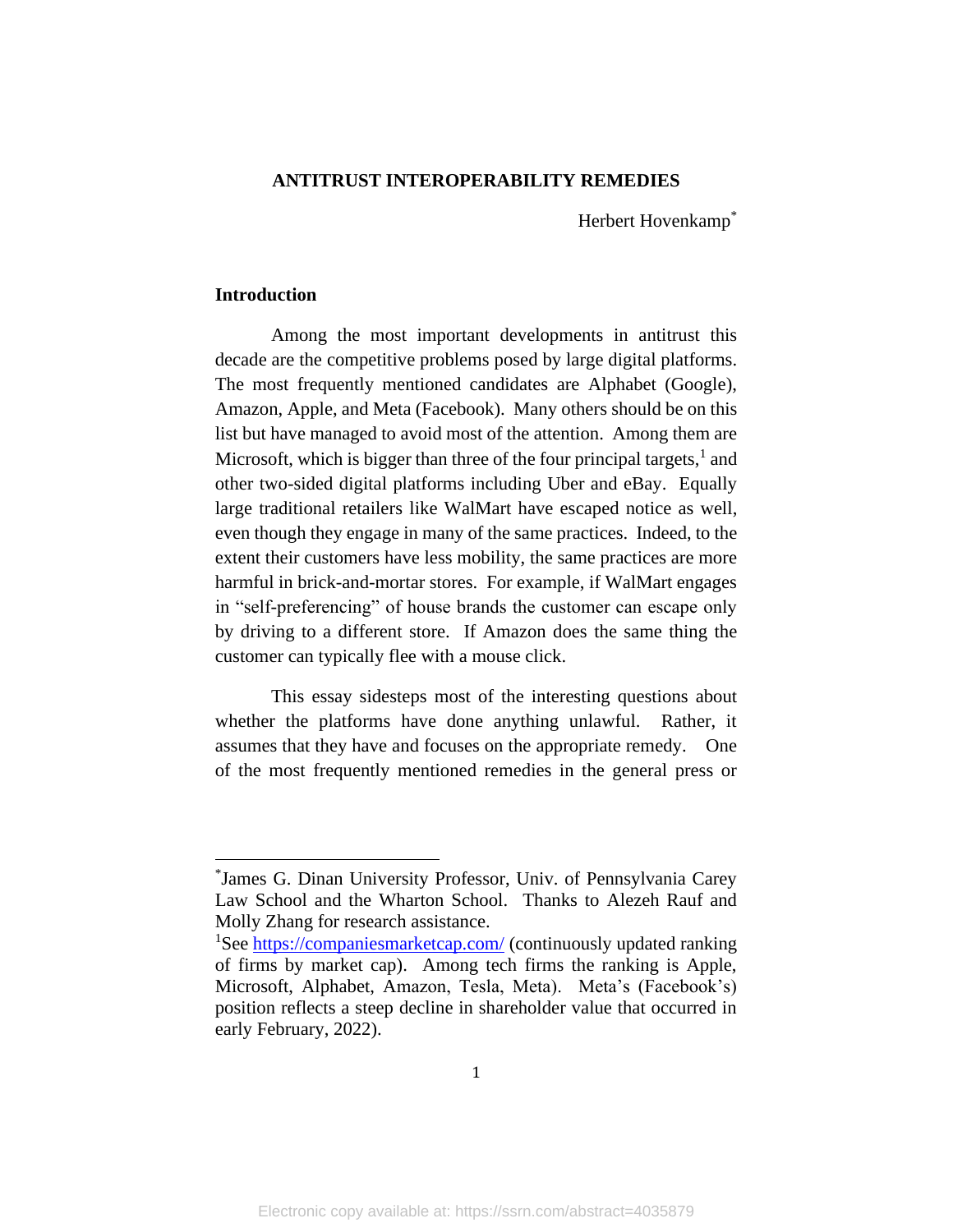**ANTITRUST INTEROPERABILITY REMEDIES**

Herbert Hovenkamp*

## Introduction

Among the most important developments in antitrust this decade are the competitive problems posed by large digital platforms. The most frequently mentioned candidates are Alphabet (Google), Amazon, Apple, and Meta (Facebook). Many others should be on this list but have managed to avoid most of the attention. Among them are Microsoft, which is bigger than three of the four principal targets,[1] and other two-sided digital platforms including Uber and eBay. Equally large traditional retailers like WalMart have escaped notice as well, even though they engage in many of the same practices. Indeed, to the extent their customers have less mobility, the same practices are more harmful in brick-and-mortar stores. For example, if WalMart engages in "self-preferencing" of house brands the customer can escape only by driving to a different store. If Amazon does the same thing the customer can typically flee with a mouse click.

This essay sidesteps most of the interesting questions about whether the platforms have done anything unlawful. Rather, it assumes that they have and focuses on the appropriate remedy. One of the most frequently mentioned remedies in the general press or

---

*James G. Dinan University Professor, Univ. of Pennsylvania Carey Law School and the Wharton School. Thanks to Alezeh Rauf and Molly Zhang for research assistance.

[1]See https://companiesmarketcap.com/ (continuously updated ranking of firms by market cap). Among tech firms the ranking is Apple, Microsoft, Alphabet, Amazon, Tesla, Meta). Meta's (Facebook's) position reflects a steep decline in shareholder value that occurred in early February, 2022).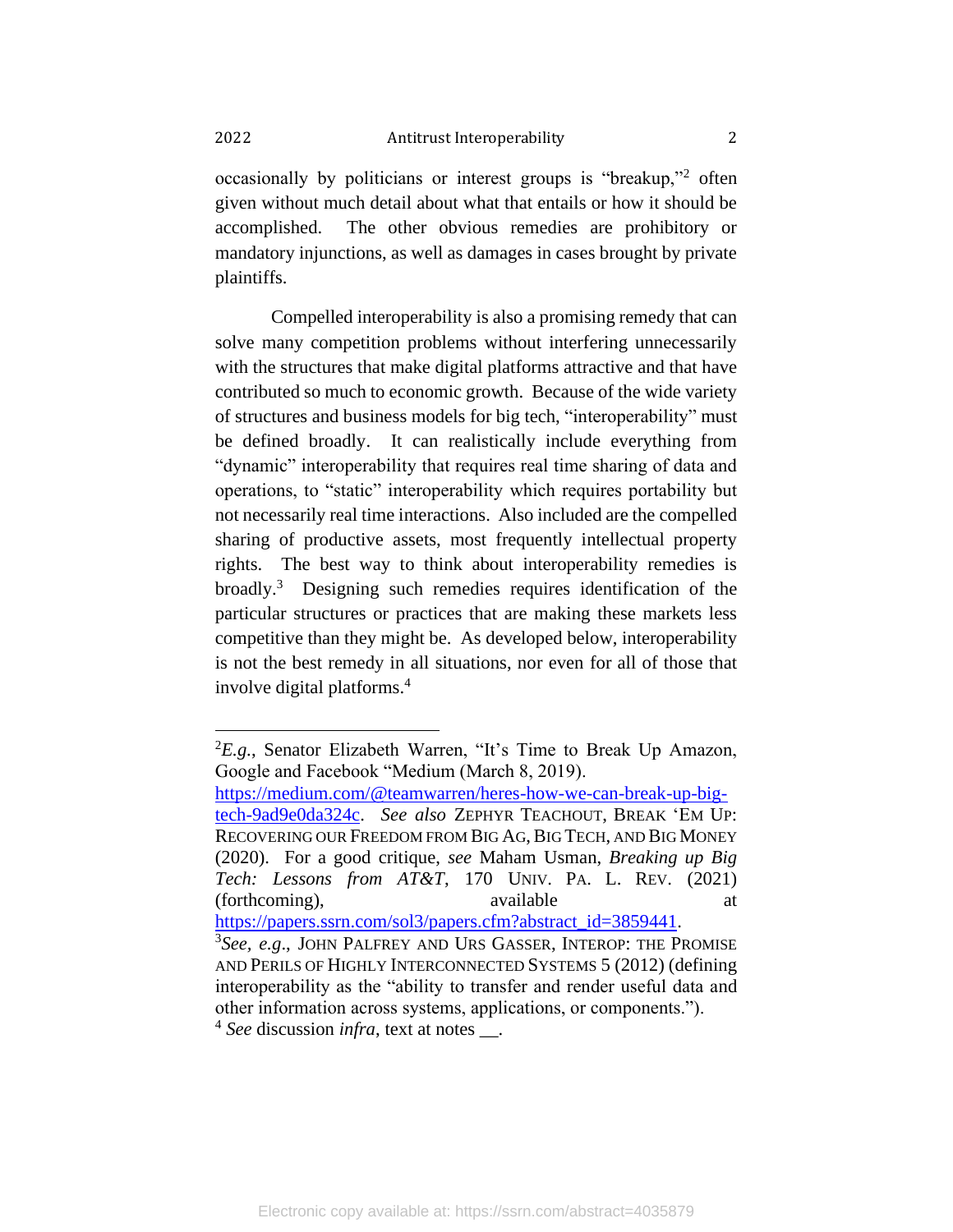occasionally by politicians or interest groups is "breakup,"[2] often given without much detail about what that entails or how it should be accomplished. The other obvious remedies are prohibitory or mandatory injunctions, as well as damages in cases brought by private plaintiffs.

Compelled interoperability is also a promising remedy that can solve many competition problems without interfering unnecessarily with the structures that make digital platforms attractive and that have contributed so much to economic growth. Because of the wide variety of structures and business models for big tech, "interoperability" must be defined broadly. It can realistically include everything from "dynamic" interoperability that requires real time sharing of data and operations, to "static" interoperability which requires portability but not necessarily real time interactions. Also included are the compelled sharing of productive assets, most frequently intellectual property rights. The best way to think about interoperability remedies is broadly.[3] Designing such remedies requires identification of the particular structures or practices that are making these markets less competitive than they might be. As developed below, interoperability is not the best remedy in all situations, nor even for all of those that involve digital platforms.[4]

---

[2] *E.g.*, Senator Elizabeth Warren, "It's Time to Break Up Amazon, Google and Facebook "Medium (March 8, 2019). https://medium.com/@teamwarren/heres-how-we-can-break-up-big-tech-9ad9e0da324c. *See also* ZEPHYR TEACHOUT, BREAK 'EM UP: RECOVERING OUR FREEDOM FROM BIG AG, BIG TECH, AND BIG MONEY (2020). For a good critique, *see* Maham Usman, *Breaking up Big Tech: Lessons from AT&T*, 170 UNIV. PA. L. REV. (2021) (forthcoming), available at https://papers.ssrn.com/sol3/papers.cfm?abstract_id=3859441.

[3] *See, e.g.*, JOHN PALFREY AND URS GASSER, INTEROP: THE PROMISE AND PERILS OF HIGHLY INTERCONNECTED SYSTEMS 5 (2012) (defining interoperability as the "ability to transfer and render useful data and other information across systems, applications, or components.").

[4] *See* discussion *infra*, text at notes __.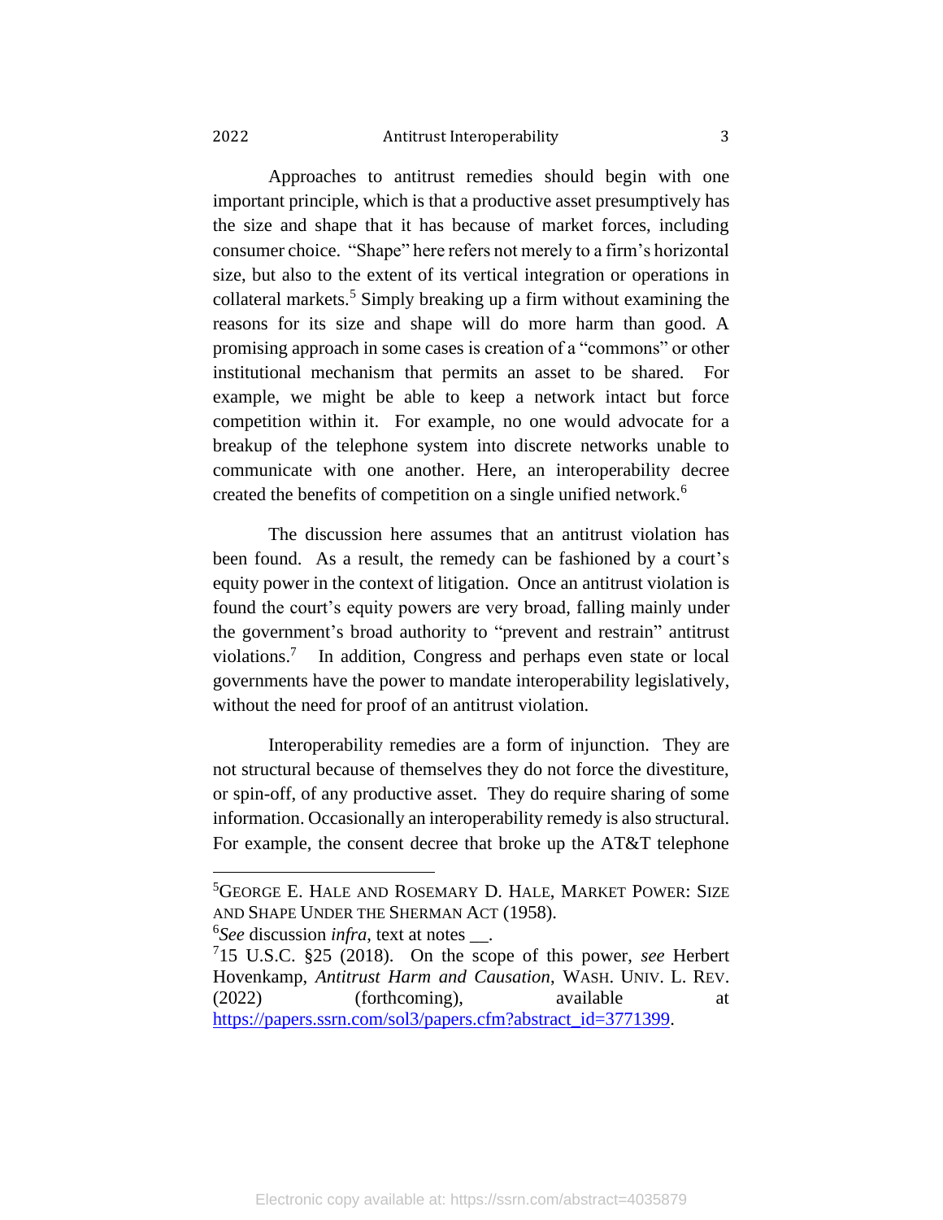Approaches to antitrust remedies should begin with one important principle, which is that a productive asset presumptively has the size and shape that it has because of market forces, including consumer choice. "Shape" here refers not merely to a firm's horizontal size, but also to the extent of its vertical integration or operations in collateral markets.[5] Simply breaking up a firm without examining the reasons for its size and shape will do more harm than good. A promising approach in some cases is creation of a "commons" or other institutional mechanism that permits an asset to be shared. For example, we might be able to keep a network intact but force competition within it. For example, no one would advocate for a breakup of the telephone system into discrete networks unable to communicate with one another. Here, an interoperability decree created the benefits of competition on a single unified network.[6]

The discussion here assumes that an antitrust violation has been found. As a result, the remedy can be fashioned by a court's equity power in the context of litigation. Once an antitrust violation is found the court's equity powers are very broad, falling mainly under the government's broad authority to "prevent and restrain" antitrust violations.[7] In addition, Congress and perhaps even state or local governments have the power to mandate interoperability legislatively, without the need for proof of an antitrust violation.

Interoperability remedies are a form of injunction. They are not structural because of themselves they do not force the divestiture, or spin-off, of any productive asset. They do require sharing of some information. Occasionally an interoperability remedy is also structural. For example, the consent decree that broke up the AT&T telephone

---

[5] GEORGE E. HALE AND ROSEMARY D. HALE, MARKET POWER: SIZE AND SHAPE UNDER THE SHERMAN ACT (1958).

[6] *See* discussion *infra*, text at notes __.

[7] 15 U.S.C. §25 (2018). On the scope of this power, *see* Herbert Hovenkamp, *Antitrust Harm and Causation*, WASH. UNIV. L. REV. (2022) (forthcoming), available at https://papers.ssrn.com/sol3/papers.cfm?abstract_id=3771399.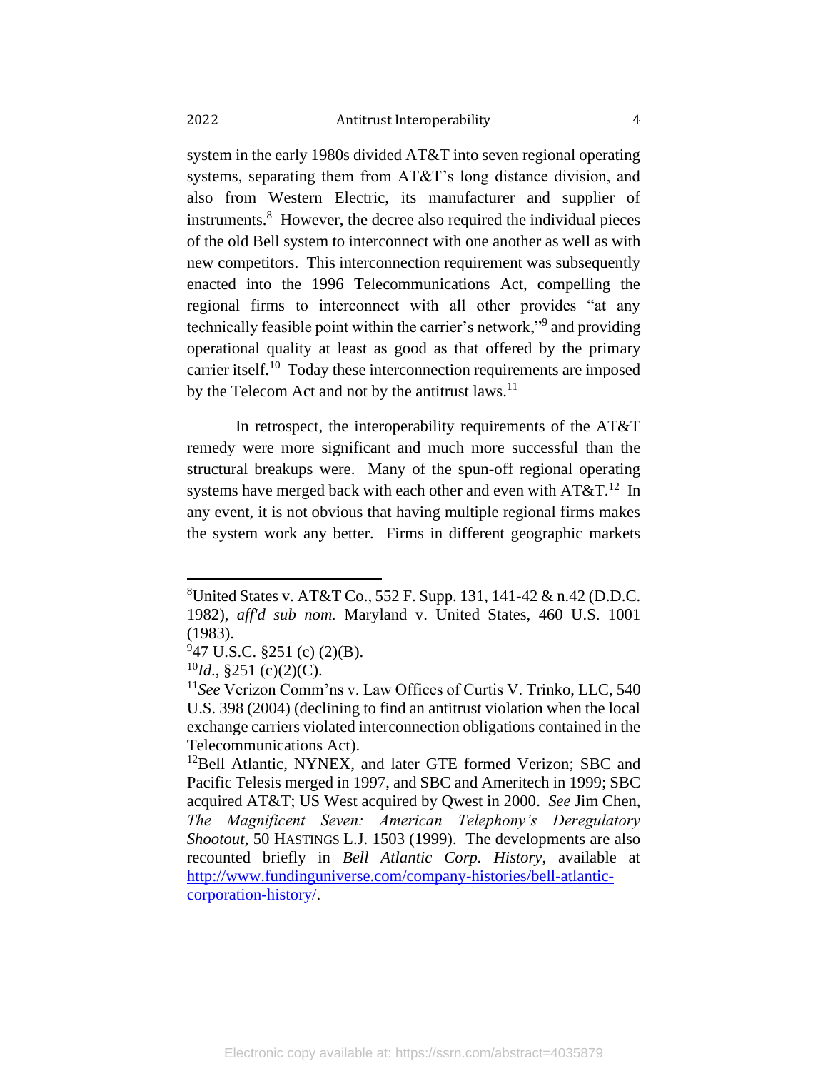system in the early 1980s divided AT&T into seven regional operating systems, separating them from AT&T's long distance division, and also from Western Electric, its manufacturer and supplier of instruments.[8] However, the decree also required the individual pieces of the old Bell system to interconnect with one another as well as with new competitors. This interconnection requirement was subsequently enacted into the 1996 Telecommunications Act, compelling the regional firms to interconnect with all other provides "at any technically feasible point within the carrier's network,"[9] and providing operational quality at least as good as that offered by the primary carrier itself.[10] Today these interconnection requirements are imposed by the Telecom Act and not by the antitrust laws.[11]

In retrospect, the interoperability requirements of the AT&T remedy were more significant and much more successful than the structural breakups were. Many of the spun-off regional operating systems have merged back with each other and even with AT&T.[12] In any event, it is not obvious that having multiple regional firms makes the system work any better. Firms in different geographic markets

---

[8] United States v. AT&T Co., 552 F. Supp. 131, 141-42 & n.42 (D.D.C. 1982), *aff'd sub nom.* Maryland v. United States, 460 U.S. 1001 (1983).

[9] 47 U.S.C. §251 (c) (2)(B).

[10] *Id*., §251 (c)(2)(C).

[11] *See* Verizon Comm'ns v. Law Offices of Curtis V. Trinko, LLC, 540 U.S. 398 (2004) (declining to find an antitrust violation when the local exchange carriers violated interconnection obligations contained in the Telecommunications Act).

[12] Bell Atlantic, NYNEX, and later GTE formed Verizon; SBC and Pacific Telesis merged in 1997, and SBC and Ameritech in 1999; SBC acquired AT&T; US West acquired by Qwest in 2000. *See* Jim Chen, *The Magnificent Seven: American Telephony's Deregulatory Shootout*, 50 HASTINGS L.J. 1503 (1999). The developments are also recounted briefly in *Bell Atlantic Corp. History*, available at http://www.fundinguniverse.com/company-histories/bell-atlantic-corporation-history/.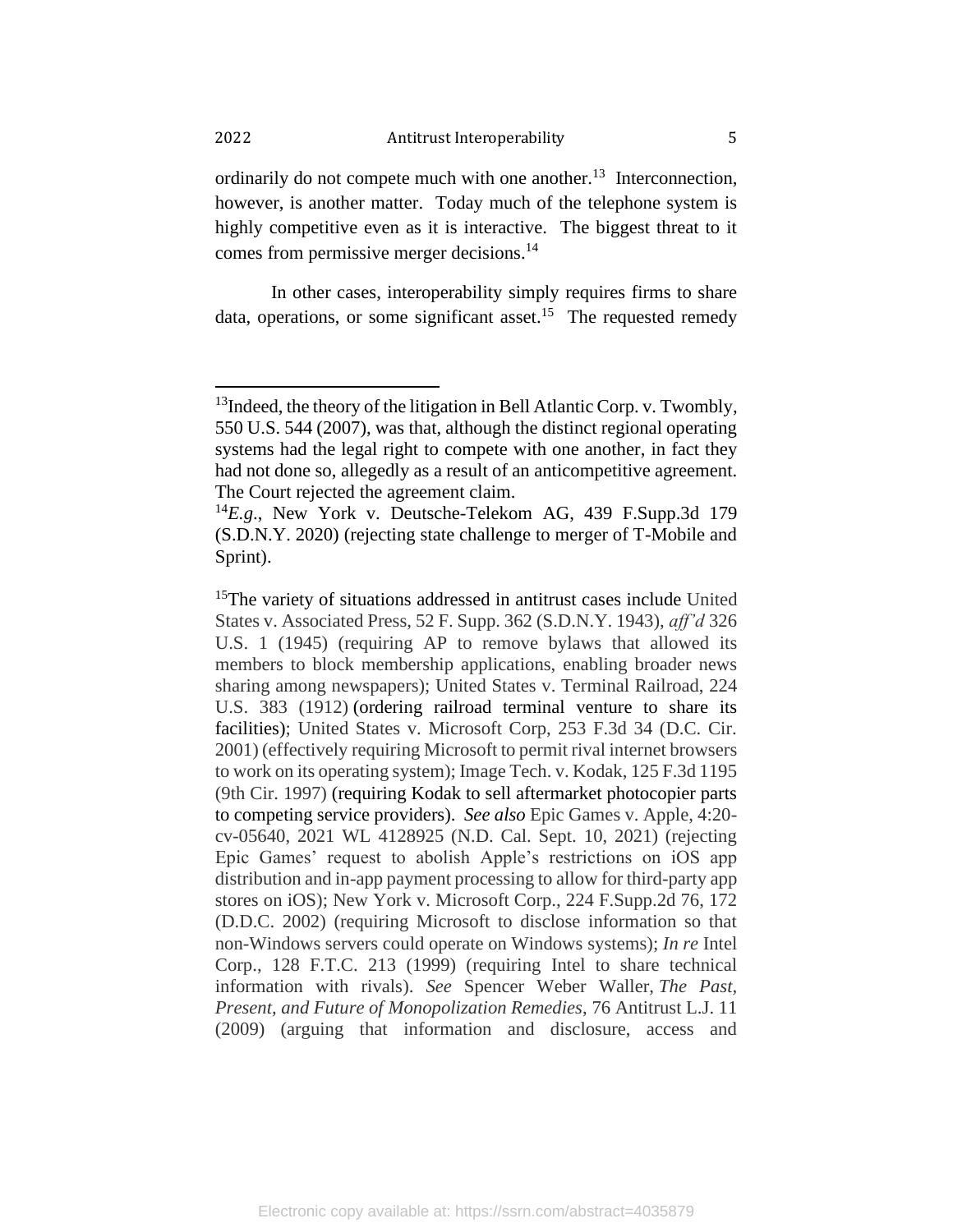ordinarily do not compete much with one another.[13] Interconnection, however, is another matter. Today much of the telephone system is highly competitive even as it is interactive. The biggest threat to it comes from permissive merger decisions.[14]

In other cases, interoperability simply requires firms to share data, operations, or some significant asset.[15] The requested remedy

---

[13]Indeed, the theory of the litigation in Bell Atlantic Corp. v. Twombly, 550 U.S. 544 (2007), was that, although the distinct regional operating systems had the legal right to compete with one another, in fact they had not done so, allegedly as a result of an anticompetitive agreement. The Court rejected the agreement claim.

[14]*E.g.*, New York v. Deutsche-Telekom AG, 439 F.Supp.3d 179 (S.D.N.Y. 2020) (rejecting state challenge to merger of T-Mobile and Sprint).

[15]The variety of situations addressed in antitrust cases include United States v. Associated Press, 52 F. Supp. 362 (S.D.N.Y. 1943), *aff'd* 326 U.S. 1 (1945) (requiring AP to remove bylaws that allowed its members to block membership applications, enabling broader news sharing among newspapers); United States v. Terminal Railroad, 224 U.S. 383 (1912) (ordering railroad terminal venture to share its facilities); United States v. Microsoft Corp, 253 F.3d 34 (D.C. Cir. 2001) (effectively requiring Microsoft to permit rival internet browsers to work on its operating system); Image Tech. v. Kodak, 125 F.3d 1195 (9th Cir. 1997) (requiring Kodak to sell aftermarket photocopier parts to competing service providers). *See also* Epic Games v. Apple, 4:20-cv-05640, 2021 WL 4128925 (N.D. Cal. Sept. 10, 2021) (rejecting Epic Games' request to abolish Apple's restrictions on iOS app distribution and in-app payment processing to allow for third-party app stores on iOS); New York v. Microsoft Corp., 224 F.Supp.2d 76, 172 (D.D.C. 2002) (requiring Microsoft to disclose information so that non-Windows servers could operate on Windows systems); *In re* Intel Corp., 128 F.T.C. 213 (1999) (requiring Intel to share technical information with rivals). *See* Spencer Weber Waller, *The Past, Present, and Future of Monopolization Remedies*, 76 Antitrust L.J. 11 (2009) (arguing that information and disclosure, access and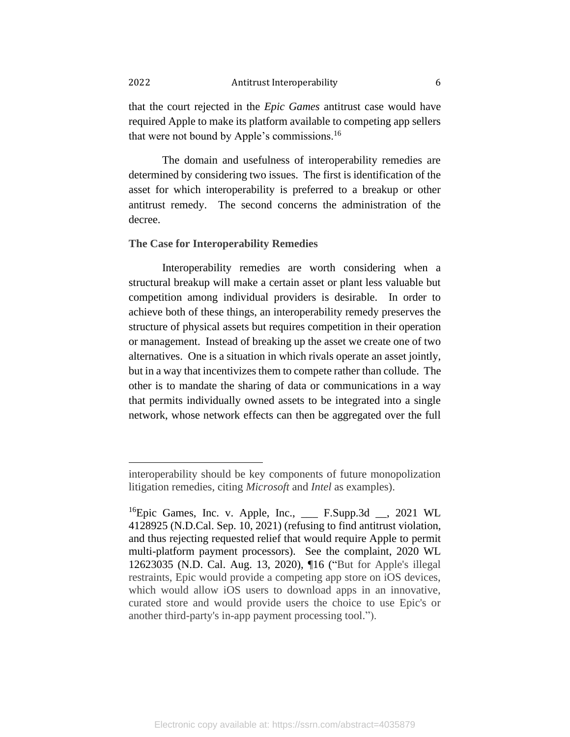that the court rejected in the *Epic Games* antitrust case would have required Apple to make its platform available to competing app sellers that were not bound by Apple's commissions.[16]

The domain and usefulness of interoperability remedies are determined by considering two issues. The first is identification of the asset for which interoperability is preferred to a breakup or other antitrust remedy. The second concerns the administration of the decree.

**The Case for Interoperability Remedies**

Interoperability remedies are worth considering when a structural breakup will make a certain asset or plant less valuable but competition among individual providers is desirable. In order to achieve both of these things, an interoperability remedy preserves the structure of physical assets but requires competition in their operation or management. Instead of breaking up the asset we create one of two alternatives. One is a situation in which rivals operate an asset jointly, but in a way that incentivizes them to compete rather than collude. The other is to mandate the sharing of data or communications in a way that permits individually owned assets to be integrated into a single network, whose network effects can then be aggregated over the full

---

interoperability should be key components of future monopolization litigation remedies, citing *Microsoft* and *Intel* as examples).

[16]Epic Games, Inc. v. Apple, Inc., ___ F.Supp.3d __, 2021 WL 4128925 (N.D.Cal. Sep. 10, 2021) (refusing to find antitrust violation, and thus rejecting requested relief that would require Apple to permit multi-platform payment processors). See the complaint, 2020 WL 12623035 (N.D. Cal. Aug. 13, 2020), ¶16 ("But for Apple's illegal restraints, Epic would provide a competing app store on iOS devices, which would allow iOS users to download apps in an innovative, curated store and would provide users the choice to use Epic's or another third-party's in-app payment processing tool.").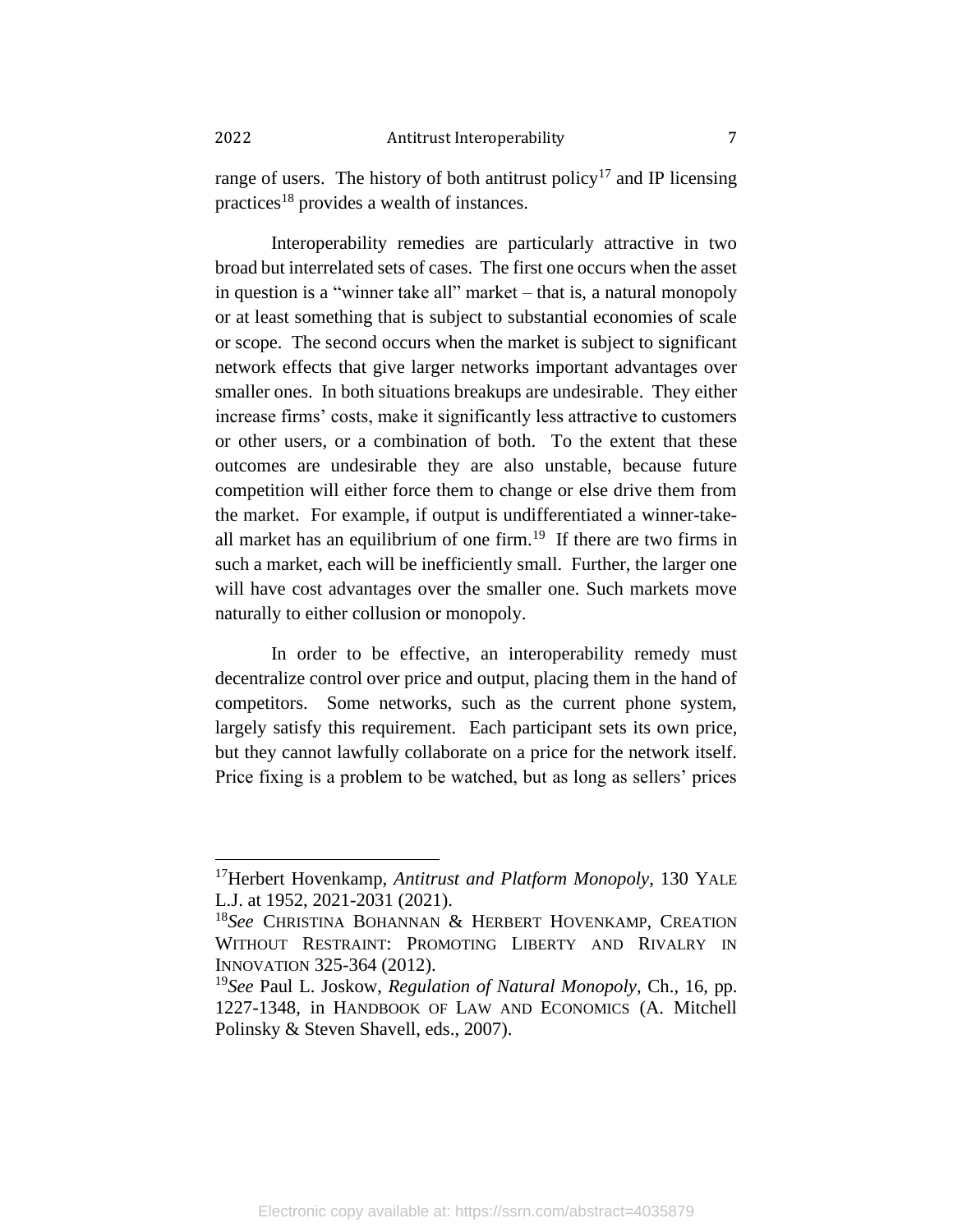range of users. The history of both antitrust policy[17] and IP licensing practices[18] provides a wealth of instances.

Interoperability remedies are particularly attractive in two broad but interrelated sets of cases. The first one occurs when the asset in question is a "winner take all" market – that is, a natural monopoly or at least something that is subject to substantial economies of scale or scope. The second occurs when the market is subject to significant network effects that give larger networks important advantages over smaller ones. In both situations breakups are undesirable. They either increase firms' costs, make it significantly less attractive to customers or other users, or a combination of both. To the extent that these outcomes are undesirable they are also unstable, because future competition will either force them to change or else drive them from the market. For example, if output is undifferentiated a winner-take-all market has an equilibrium of one firm.[19] If there are two firms in such a market, each will be inefficiently small. Further, the larger one will have cost advantages over the smaller one. Such markets move naturally to either collusion or monopoly.

In order to be effective, an interoperability remedy must decentralize control over price and output, placing them in the hand of competitors. Some networks, such as the current phone system, largely satisfy this requirement. Each participant sets its own price, but they cannot lawfully collaborate on a price for the network itself. Price fixing is a problem to be watched, but as long as sellers' prices

---

[17] Herbert Hovenkamp, *Antitrust and Platform Monopoly*, 130 YALE L.J. at 1952, 2021-2031 (2021).

[18] *See* CHRISTINA BOHANNAN & HERBERT HOVENKAMP, CREATION WITHOUT RESTRAINT: PROMOTING LIBERTY AND RIVALRY IN INNOVATION 325-364 (2012).

[19] *See* Paul L. Joskow, *Regulation of Natural Monopoly*, Ch., 16, pp. 1227-1348, in HANDBOOK OF LAW AND ECONOMICS (A. Mitchell Polinsky & Steven Shavell, eds., 2007).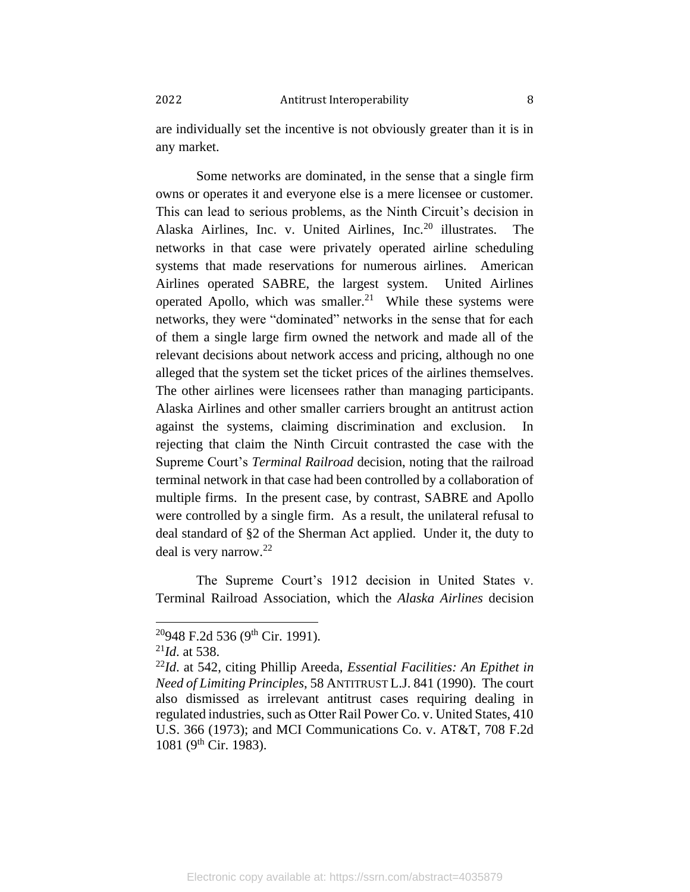are individually set the incentive is not obviously greater than it is in any market.

Some networks are dominated, in the sense that a single firm owns or operates it and everyone else is a mere licensee or customer. This can lead to serious problems, as the Ninth Circuit's decision in Alaska Airlines, Inc. v. United Airlines, Inc.[20] illustrates. The networks in that case were privately operated airline scheduling systems that made reservations for numerous airlines. American Airlines operated SABRE, the largest system. United Airlines operated Apollo, which was smaller.[21] While these systems were networks, they were "dominated" networks in the sense that for each of them a single large firm owned the network and made all of the relevant decisions about network access and pricing, although no one alleged that the system set the ticket prices of the airlines themselves. The other airlines were licensees rather than managing participants. Alaska Airlines and other smaller carriers brought an antitrust action against the systems, claiming discrimination and exclusion. In rejecting that claim the Ninth Circuit contrasted the case with the Supreme Court's *Terminal Railroad* decision, noting that the railroad terminal network in that case had been controlled by a collaboration of multiple firms. In the present case, by contrast, SABRE and Apollo were controlled by a single firm. As a result, the unilateral refusal to deal standard of §2 of the Sherman Act applied. Under it, the duty to deal is very narrow.[22]

The Supreme Court's 1912 decision in United States v. Terminal Railroad Association, which the *Alaska Airlines* decision

---

[20]948 F.2d 536 (9th Cir. 1991).

[21]*Id*. at 538.

[22]*Id*. at 542, citing Phillip Areeda, *Essential Facilities: An Epithet in Need of Limiting Principles*, 58 ANTITRUST L.J. 841 (1990). The court also dismissed as irrelevant antitrust cases requiring dealing in regulated industries, such as Otter Rail Power Co. v. United States, 410 U.S. 366 (1973); and MCI Communications Co. v. AT&T, 708 F.2d 1081 (9th Cir. 1983).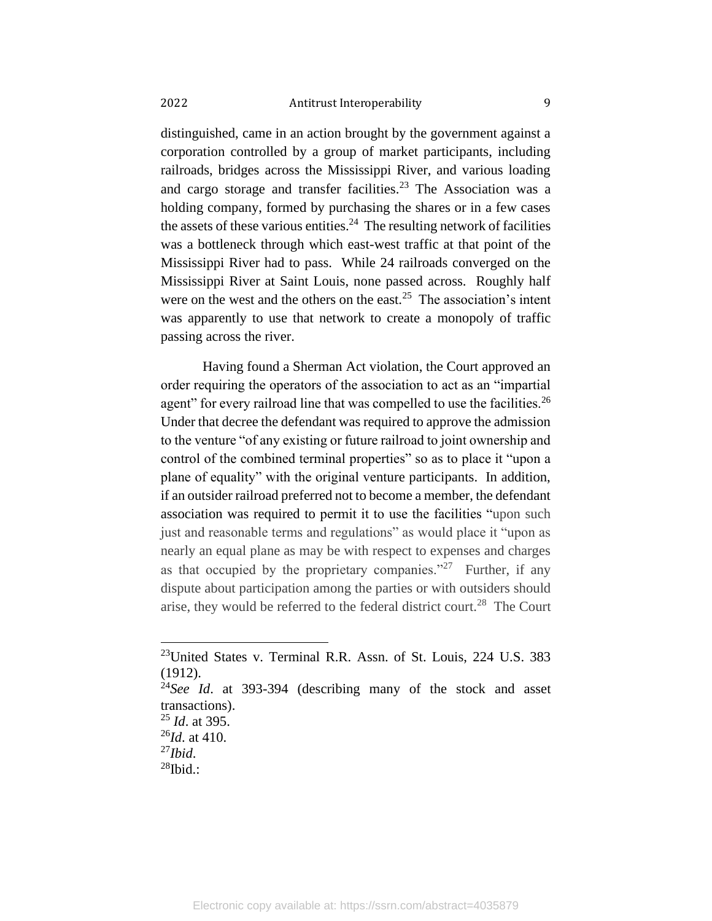distinguished, came in an action brought by the government against a corporation controlled by a group of market participants, including railroads, bridges across the Mississippi River, and various loading and cargo storage and transfer facilities.[23] The Association was a holding company, formed by purchasing the shares or in a few cases the assets of these various entities.[24] The resulting network of facilities was a bottleneck through which east-west traffic at that point of the Mississippi River had to pass. While 24 railroads converged on the Mississippi River at Saint Louis, none passed across. Roughly half were on the west and the others on the east.[25] The association's intent was apparently to use that network to create a monopoly of traffic passing across the river.

Having found a Sherman Act violation, the Court approved an order requiring the operators of the association to act as an "impartial agent" for every railroad line that was compelled to use the facilities.[26] Under that decree the defendant was required to approve the admission to the venture "of any existing or future railroad to joint ownership and control of the combined terminal properties" so as to place it "upon a plane of equality" with the original venture participants. In addition, if an outsider railroad preferred not to become a member, the defendant association was required to permit it to use the facilities "upon such just and reasonable terms and regulations" as would place it "upon as nearly an equal plane as may be with respect to expenses and charges as that occupied by the proprietary companies."[27] Further, if any dispute about participation among the parties or with outsiders should arise, they would be referred to the federal district court.[28] The Court

---

[23] United States v. Terminal R.R. Assn. of St. Louis, 224 U.S. 383 (1912).

[24] *See Id*. at 393-394 (describing many of the stock and asset transactions).

[25] *Id*. at 395.

[26] *Id*. at 410.

[27] *Ibid*.

[28] Ibid.: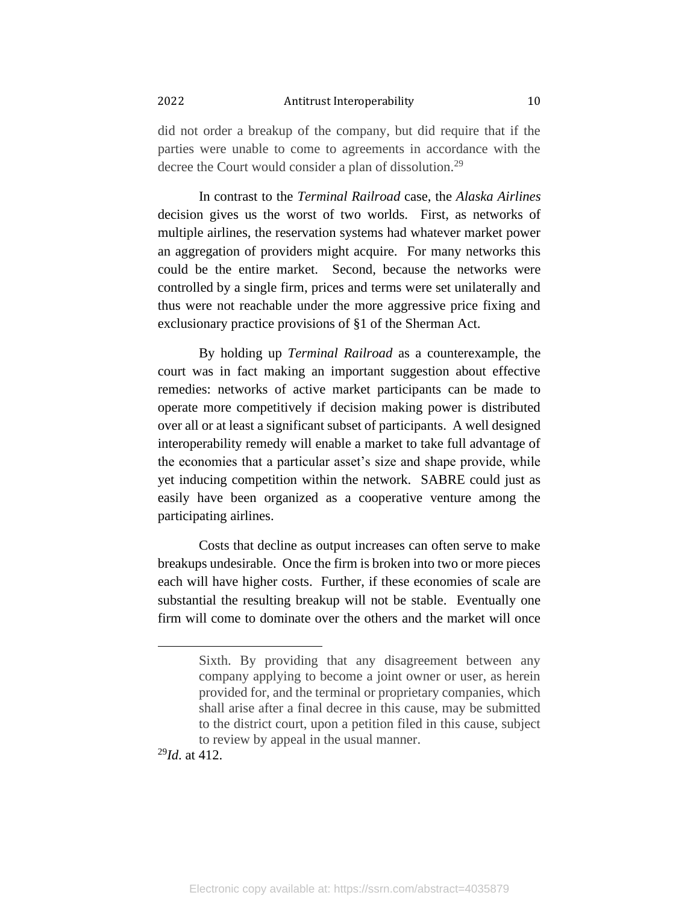did not order a breakup of the company, but did require that if the parties were unable to come to agreements in accordance with the decree the Court would consider a plan of dissolution.[29]

In contrast to the *Terminal Railroad* case, the *Alaska Airlines* decision gives us the worst of two worlds. First, as networks of multiple airlines, the reservation systems had whatever market power an aggregation of providers might acquire. For many networks this could be the entire market. Second, because the networks were controlled by a single firm, prices and terms were set unilaterally and thus were not reachable under the more aggressive price fixing and exclusionary practice provisions of §1 of the Sherman Act.

By holding up *Terminal Railroad* as a counterexample, the court was in fact making an important suggestion about effective remedies: networks of active market participants can be made to operate more competitively if decision making power is distributed over all or at least a significant subset of participants. A well designed interoperability remedy will enable a market to take full advantage of the economies that a particular asset's size and shape provide, while yet inducing competition within the network. SABRE could just as easily have been organized as a cooperative venture among the participating airlines.

Costs that decline as output increases can often serve to make breakups undesirable. Once the firm is broken into two or more pieces each will have higher costs. Further, if these economies of scale are substantial the resulting breakup will not be stable. Eventually one firm will come to dominate over the others and the market will once

---

> Sixth. By providing that any disagreement between any company applying to become a joint owner or user, as herein provided for, and the terminal or proprietary companies, which shall arise after a final decree in this cause, may be submitted to the district court, upon a petition filed in this cause, subject to review by appeal in the usual manner.

[29] *Id.* at 412.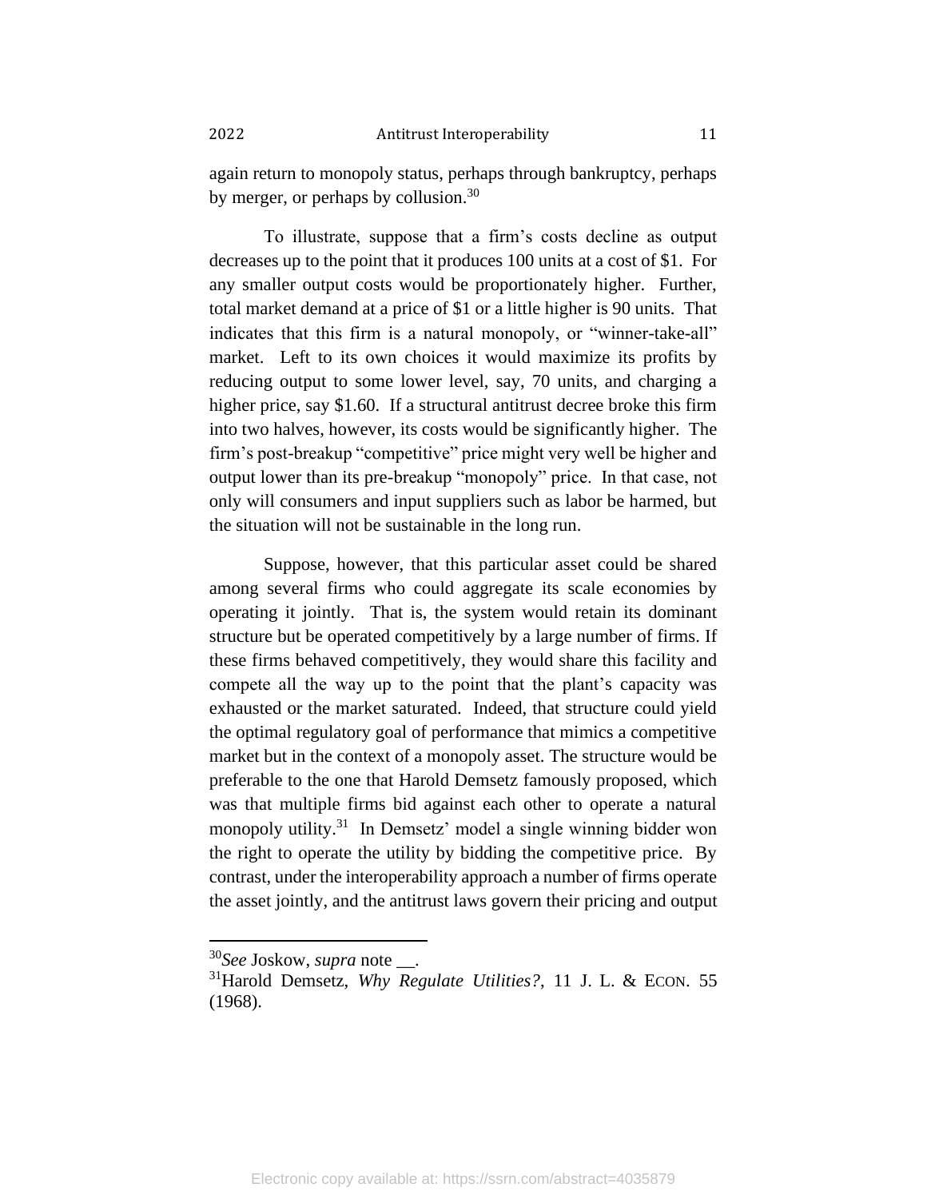again return to monopoly status, perhaps through bankruptcy, perhaps by merger, or perhaps by collusion.[30]

To illustrate, suppose that a firm's costs decline as output decreases up to the point that it produces 100 units at a cost of $1. For any smaller output costs would be proportionately higher. Further, total market demand at a price of $1 or a little higher is 90 units. That indicates that this firm is a natural monopoly, or "winner-take-all" market. Left to its own choices it would maximize its profits by reducing output to some lower level, say, 70 units, and charging a higher price, say $1.60. If a structural antitrust decree broke this firm into two halves, however, its costs would be significantly higher. The firm's post-breakup "competitive" price might very well be higher and output lower than its pre-breakup "monopoly" price. In that case, not only will consumers and input suppliers such as labor be harmed, but the situation will not be sustainable in the long run.

Suppose, however, that this particular asset could be shared among several firms who could aggregate its scale economies by operating it jointly. That is, the system would retain its dominant structure but be operated competitively by a large number of firms. If these firms behaved competitively, they would share this facility and compete all the way up to the point that the plant's capacity was exhausted or the market saturated. Indeed, that structure could yield the optimal regulatory goal of performance that mimics a competitive market but in the context of a monopoly asset. The structure would be preferable to the one that Harold Demsetz famously proposed, which was that multiple firms bid against each other to operate a natural monopoly utility.[31] In Demsetz' model a single winning bidder won the right to operate the utility by bidding the competitive price. By contrast, under the interoperability approach a number of firms operate the asset jointly, and the antitrust laws govern their pricing and output

---

[30] *See* Joskow, *supra* note __.

[31] Harold Demsetz, *Why Regulate Utilities?*, 11 J. L. & ECON. 55 (1968).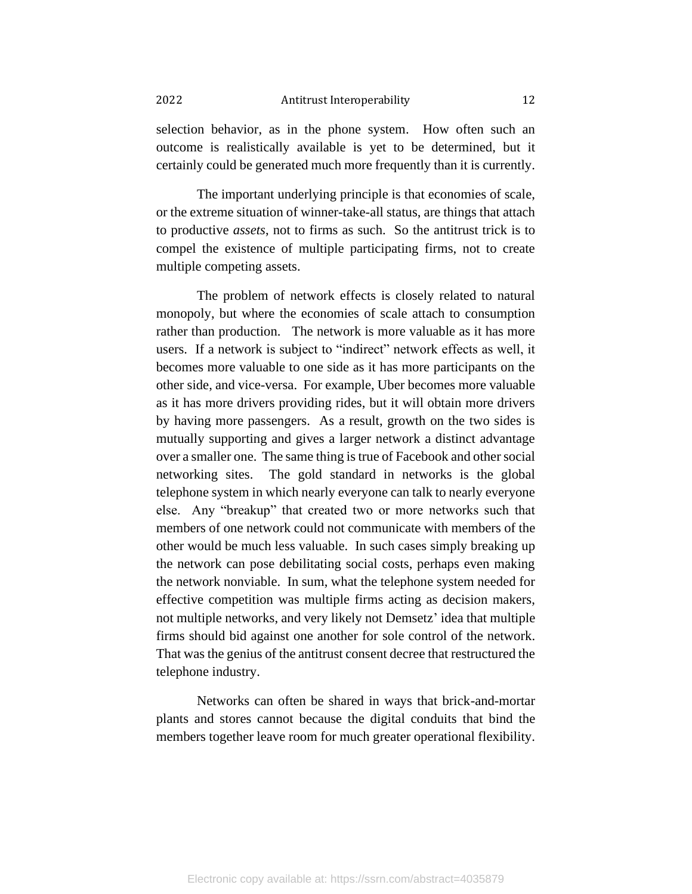selection behavior, as in the phone system. How often such an outcome is realistically available is yet to be determined, but it certainly could be generated much more frequently than it is currently.

The important underlying principle is that economies of scale, or the extreme situation of winner-take-all status, are things that attach to productive *assets*, not to firms as such. So the antitrust trick is to compel the existence of multiple participating firms, not to create multiple competing assets.

The problem of network effects is closely related to natural monopoly, but where the economies of scale attach to consumption rather than production. The network is more valuable as it has more users. If a network is subject to "indirect" network effects as well, it becomes more valuable to one side as it has more participants on the other side, and vice-versa. For example, Uber becomes more valuable as it has more drivers providing rides, but it will obtain more drivers by having more passengers. As a result, growth on the two sides is mutually supporting and gives a larger network a distinct advantage over a smaller one. The same thing is true of Facebook and other social networking sites. The gold standard in networks is the global telephone system in which nearly everyone can talk to nearly everyone else. Any "breakup" that created two or more networks such that members of one network could not communicate with members of the other would be much less valuable. In such cases simply breaking up the network can pose debilitating social costs, perhaps even making the network nonviable. In sum, what the telephone system needed for effective competition was multiple firms acting as decision makers, not multiple networks, and very likely not Demsetz' idea that multiple firms should bid against one another for sole control of the network. That was the genius of the antitrust consent decree that restructured the telephone industry.

Networks can often be shared in ways that brick-and-mortar plants and stores cannot because the digital conduits that bind the members together leave room for much greater operational flexibility.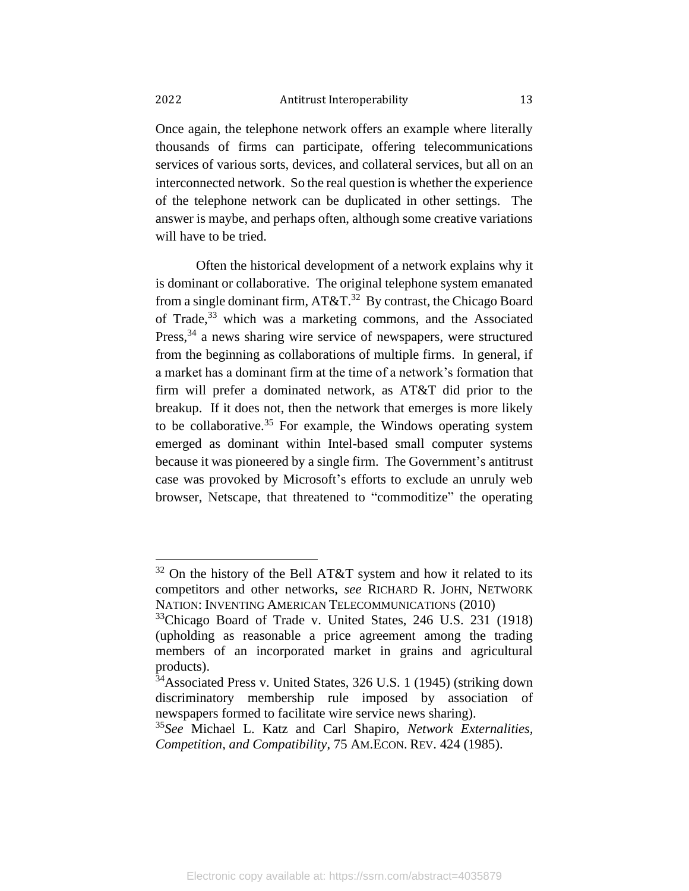Once again, the telephone network offers an example where literally thousands of firms can participate, offering telecommunications services of various sorts, devices, and collateral services, but all on an interconnected network. So the real question is whether the experience of the telephone network can be duplicated in other settings. The answer is maybe, and perhaps often, although some creative variations will have to be tried.

Often the historical development of a network explains why it is dominant or collaborative. The original telephone system emanated from a single dominant firm, AT&T.[32] By contrast, the Chicago Board of Trade,[33] which was a marketing commons, and the Associated Press,[34] a news sharing wire service of newspapers, were structured from the beginning as collaborations of multiple firms. In general, if a market has a dominant firm at the time of a network's formation that firm will prefer a dominated network, as AT&T did prior to the breakup. If it does not, then the network that emerges is more likely to be collaborative.[35] For example, the Windows operating system emerged as dominant within Intel-based small computer systems because it was pioneered by a single firm. The Government's antitrust case was provoked by Microsoft's efforts to exclude an unruly web browser, Netscape, that threatened to "commoditize" the operating

---

[32] On the history of the Bell AT&T system and how it related to its competitors and other networks, *see* RICHARD R. JOHN, NETWORK NATION: INVENTING AMERICAN TELECOMMUNICATIONS (2010)

[33] Chicago Board of Trade v. United States, 246 U.S. 231 (1918) (upholding as reasonable a price agreement among the trading members of an incorporated market in grains and agricultural products).

[34] Associated Press v. United States, 326 U.S. 1 (1945) (striking down discriminatory membership rule imposed by association of newspapers formed to facilitate wire service news sharing).

[35] *See* Michael L. Katz and Carl Shapiro, *Network Externalities, Competition, and Compatibility*, 75 AM.ECON. REV. 424 (1985).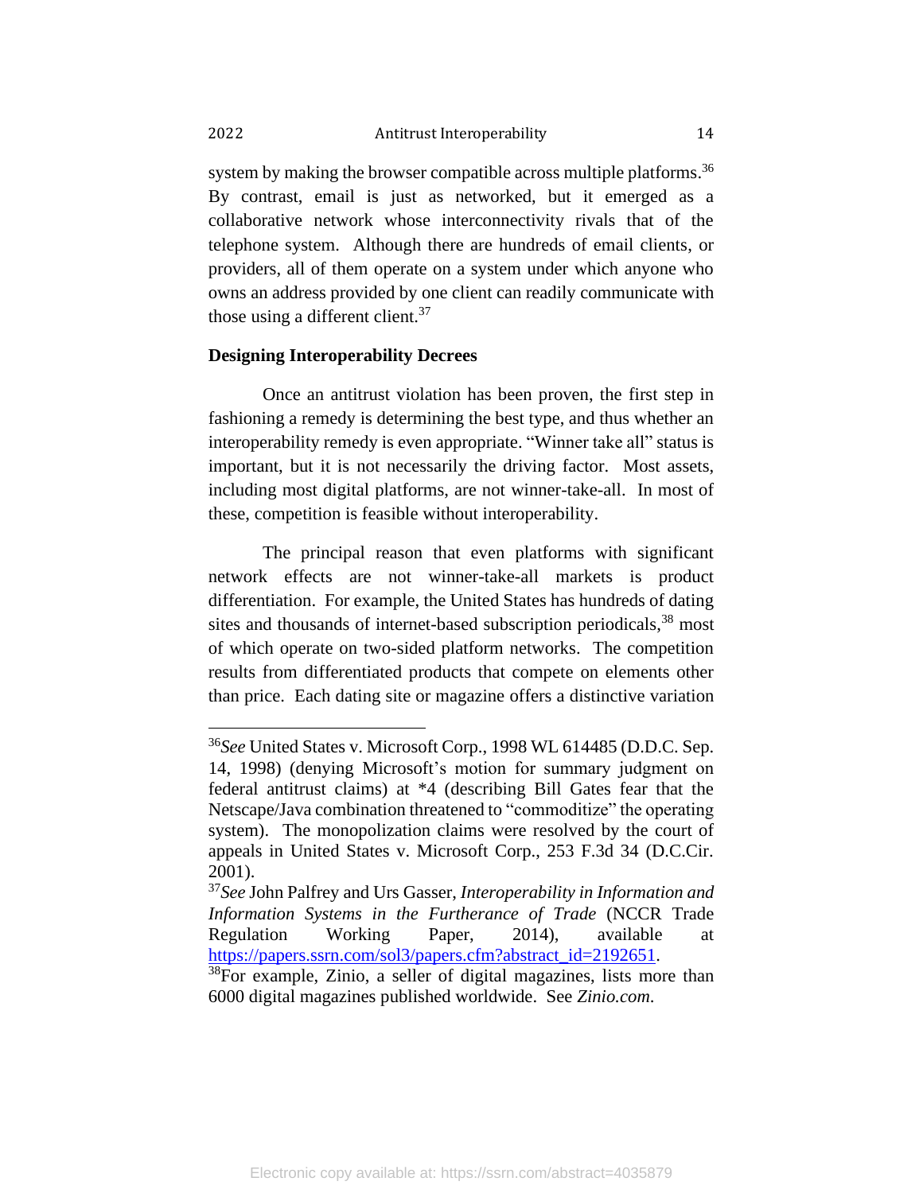system by making the browser compatible across multiple platforms.[36] By contrast, email is just as networked, but it emerged as a collaborative network whose interconnectivity rivals that of the telephone system. Although there are hundreds of email clients, or providers, all of them operate on a system under which anyone who owns an address provided by one client can readily communicate with those using a different client.[37]

**Designing Interoperability Decrees**

Once an antitrust violation has been proven, the first step in fashioning a remedy is determining the best type, and thus whether an interoperability remedy is even appropriate. "Winner take all" status is important, but it is not necessarily the driving factor. Most assets, including most digital platforms, are not winner-take-all. In most of these, competition is feasible without interoperability.

The principal reason that even platforms with significant network effects are not winner-take-all markets is product differentiation. For example, the United States has hundreds of dating sites and thousands of internet-based subscription periodicals,[38] most of which operate on two-sided platform networks. The competition results from differentiated products that compete on elements other than price. Each dating site or magazine offers a distinctive variation

---

[36] *See* United States v. Microsoft Corp., 1998 WL 614485 (D.D.C. Sep. 14, 1998) (denying Microsoft's motion for summary judgment on federal antitrust claims) at *4 (describing Bill Gates fear that the Netscape/Java combination threatened to "commoditize" the operating system). The monopolization claims were resolved by the court of appeals in United States v. Microsoft Corp., 253 F.3d 34 (D.C.Cir. 2001).

[37] *See* John Palfrey and Urs Gasser, *Interoperability in Information and Information Systems in the Furtherance of Trade* (NCCR Trade Regulation Working Paper, 2014), available at https://papers.ssrn.com/sol3/papers.cfm?abstract_id=2192651.

[38] For example, Zinio, a seller of digital magazines, lists more than 6000 digital magazines published worldwide. See *Zinio.com*.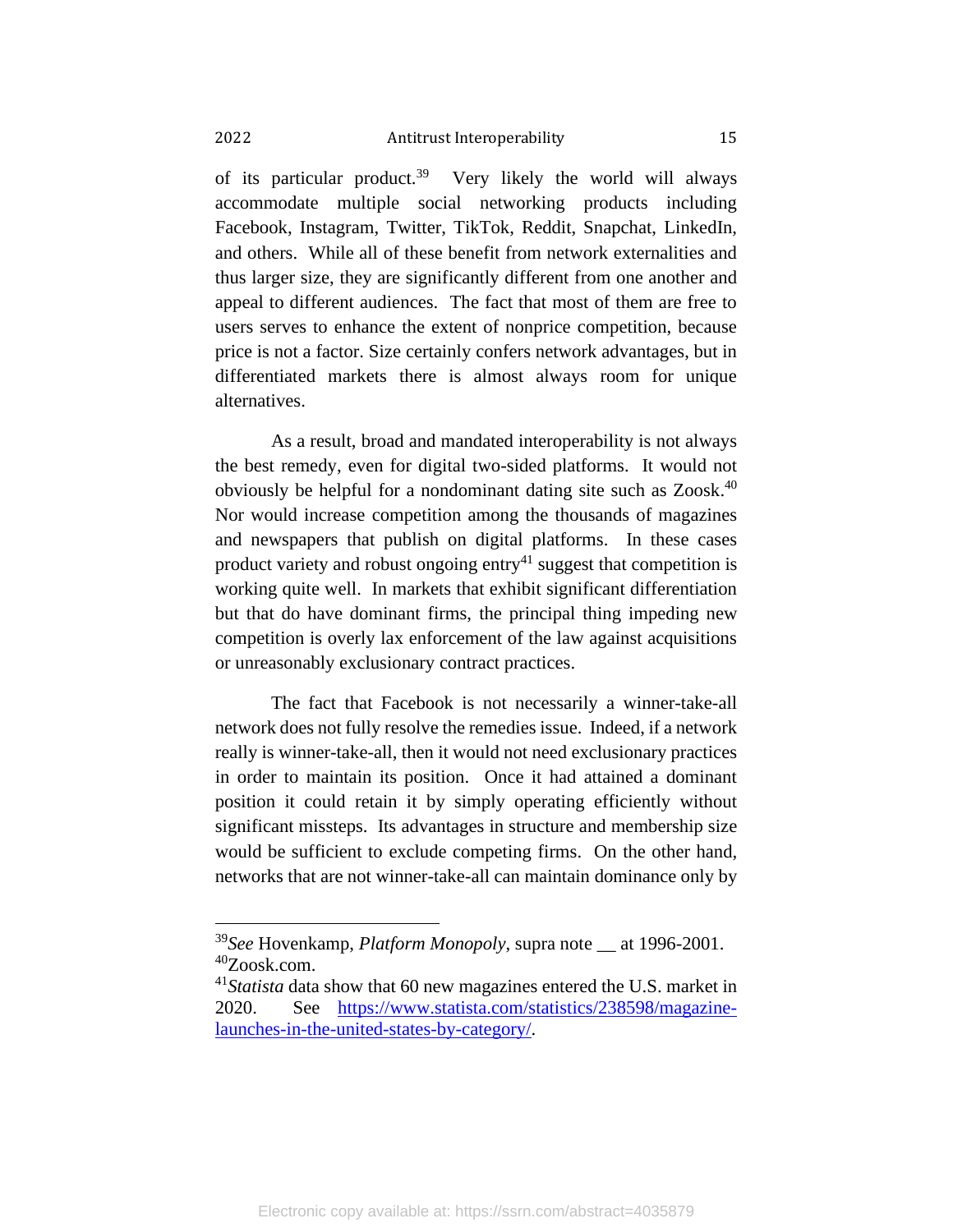of its particular product.[39] Very likely the world will always accommodate multiple social networking products including Facebook, Instagram, Twitter, TikTok, Reddit, Snapchat, LinkedIn, and others. While all of these benefit from network externalities and thus larger size, they are significantly different from one another and appeal to different audiences. The fact that most of them are free to users serves to enhance the extent of nonprice competition, because price is not a factor. Size certainly confers network advantages, but in differentiated markets there is almost always room for unique alternatives.

As a result, broad and mandated interoperability is not always the best remedy, even for digital two-sided platforms. It would not obviously be helpful for a nondominant dating site such as Zoosk.[40] Nor would increase competition among the thousands of magazines and newspapers that publish on digital platforms. In these cases product variety and robust ongoing entry[41] suggest that competition is working quite well. In markets that exhibit significant differentiation but that do have dominant firms, the principal thing impeding new competition is overly lax enforcement of the law against acquisitions or unreasonably exclusionary contract practices.

The fact that Facebook is not necessarily a winner-take-all network does not fully resolve the remedies issue. Indeed, if a network really is winner-take-all, then it would not need exclusionary practices in order to maintain its position. Once it had attained a dominant position it could retain it by simply operating efficiently without significant missteps. Its advantages in structure and membership size would be sufficient to exclude competing firms. On the other hand, networks that are not winner-take-all can maintain dominance only by

---

[39] *See* Hovenkamp, *Platform Monopoly*, supra note __ at 1996-2001.

[40] Zoosk.com.

[41] *Statista* data show that 60 new magazines entered the U.S. market in 2020. See https://www.statista.com/statistics/238598/magazine-launches-in-the-united-states-by-category/.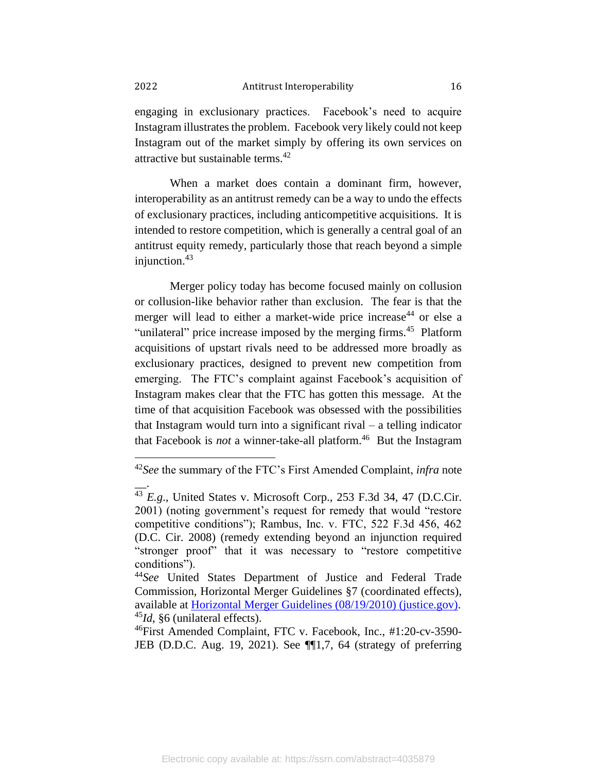engaging in exclusionary practices. Facebook's need to acquire Instagram illustrates the problem. Facebook very likely could not keep Instagram out of the market simply by offering its own services on attractive but sustainable terms.[42]

When a market does contain a dominant firm, however, interoperability as an antitrust remedy can be a way to undo the effects of exclusionary practices, including anticompetitive acquisitions. It is intended to restore competition, which is generally a central goal of an antitrust equity remedy, particularly those that reach beyond a simple injunction.[43]

Merger policy today has become focused mainly on collusion or collusion-like behavior rather than exclusion. The fear is that the merger will lead to either a market-wide price increase[44] or else a "unilateral" price increase imposed by the merging firms.[45] Platform acquisitions of upstart rivals need to be addressed more broadly as exclusionary practices, designed to prevent new competition from emerging. The FTC's complaint against Facebook's acquisition of Instagram makes clear that the FTC has gotten this message. At the time of that acquisition Facebook was obsessed with the possibilities that Instagram would turn into a significant rival – a telling indicator that Facebook is *not* a winner-take-all platform.[46] But the Instagram

---

[42] *See* the summary of the FTC's First Amended Complaint, *infra* note __.

[43] *E.g.*, United States v. Microsoft Corp., 253 F.3d 34, 47 (D.C.Cir. 2001) (noting government's request for remedy that would "restore competitive conditions"); Rambus, Inc. v. FTC, 522 F.3d 456, 462 (D.C. Cir. 2008) (remedy extending beyond an injunction required "stronger proof" that it was necessary to "restore competitive conditions").

[44] *See* United States Department of Justice and Federal Trade Commission, Horizontal Merger Guidelines §7 (coordinated effects), available at [Horizontal Merger Guidelines (08/19/2010) (justice.gov)](https://www.justice.gov).

[45] *Id*, §6 (unilateral effects).

[46] First Amended Complaint, FTC v. Facebook, Inc., #1:20-cv-3590-JEB (D.D.C. Aug. 19, 2021). See ¶¶1,7, 64 (strategy of preferring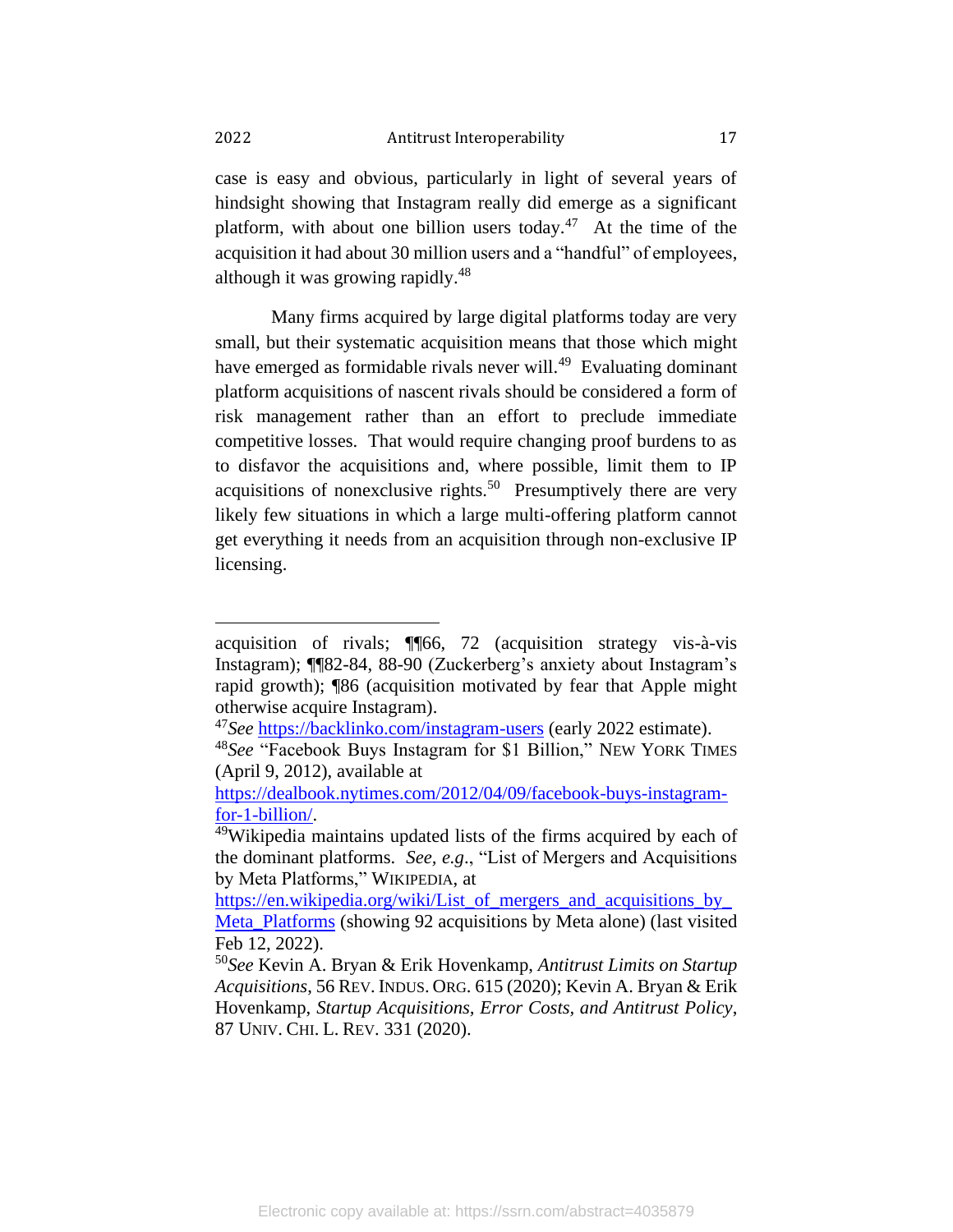case is easy and obvious, particularly in light of several years of hindsight showing that Instagram really did emerge as a significant platform, with about one billion users today.[47] At the time of the acquisition it had about 30 million users and a "handful" of employees, although it was growing rapidly.[48]

Many firms acquired by large digital platforms today are very small, but their systematic acquisition means that those which might have emerged as formidable rivals never will.[49] Evaluating dominant platform acquisitions of nascent rivals should be considered a form of risk management rather than an effort to preclude immediate competitive losses. That would require changing proof burdens to as to disfavor the acquisitions and, where possible, limit them to IP acquisitions of nonexclusive rights.[50] Presumptively there are very likely few situations in which a large multi-offering platform cannot get everything it needs from an acquisition through non-exclusive IP licensing.

---

acquisition of rivals; ¶¶66, 72 (acquisition strategy vis-à-vis Instagram); ¶¶82-84, 88-90 (Zuckerberg's anxiety about Instagram's rapid growth); ¶86 (acquisition motivated by fear that Apple might otherwise acquire Instagram).

[47] *See* https://backlinko.com/instagram-users (early 2022 estimate).

[48] *See* "Facebook Buys Instagram for $1 Billion," NEW YORK TIMES (April 9, 2012), available at https://dealbook.nytimes.com/2012/04/09/facebook-buys-instagram-for-1-billion/.

[49] Wikipedia maintains updated lists of the firms acquired by each of the dominant platforms. *See, e.g.*, "List of Mergers and Acquisitions by Meta Platforms," WIKIPEDIA, at https://en.wikipedia.org/wiki/List_of_mergers_and_acquisitions_by_Meta_Platforms (showing 92 acquisitions by Meta alone) (last visited Feb 12, 2022).

[50] *See* Kevin A. Bryan & Erik Hovenkamp, *Antitrust Limits on Startup Acquisitions*, 56 REV. INDUS. ORG. 615 (2020); Kevin A. Bryan & Erik Hovenkamp, *Startup Acquisitions, Error Costs, and Antitrust Policy*, 87 UNIV. CHI. L. REV. 331 (2020).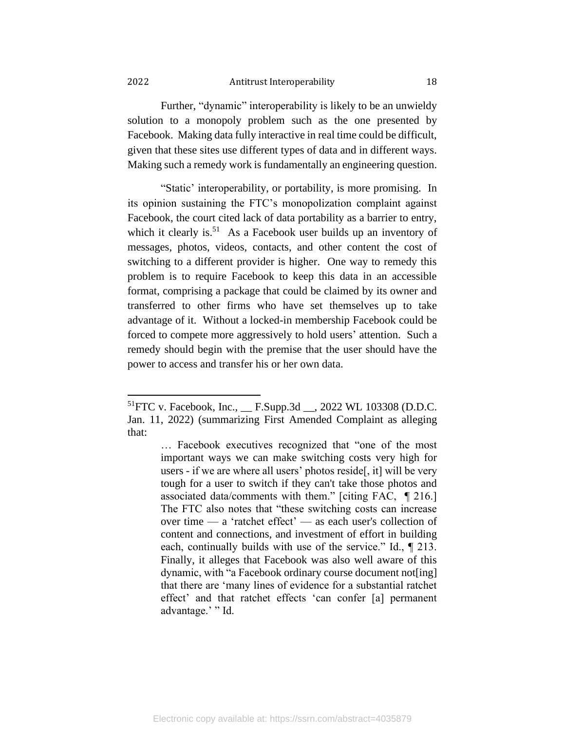Further, "dynamic" interoperability is likely to be an unwieldy solution to a monopoly problem such as the one presented by Facebook. Making data fully interactive in real time could be difficult, given that these sites use different types of data and in different ways. Making such a remedy work is fundamentally an engineering question.

"Static' interoperability, or portability, is more promising. In its opinion sustaining the FTC's monopolization complaint against Facebook, the court cited lack of data portability as a barrier to entry, which it clearly is.[51] As a Facebook user builds up an inventory of messages, photos, videos, contacts, and other content the cost of switching to a different provider is higher. One way to remedy this problem is to require Facebook to keep this data in an accessible format, comprising a package that could be claimed by its owner and transferred to other firms who have set themselves up to take advantage of it. Without a locked-in membership Facebook could be forced to compete more aggressively to hold users' attention. Such a remedy should begin with the premise that the user should have the power to access and transfer his or her own data.

---

[51] FTC v. Facebook, Inc., __ F.Supp.3d __, 2022 WL 103308 (D.D.C. Jan. 11, 2022) (summarizing First Amended Complaint as alleging that:

> … Facebook executives recognized that "one of the most important ways we can make switching costs very high for users - if we are where all users' photos reside[, it] will be very tough for a user to switch if they can't take those photos and associated data/comments with them." [citing FAC, ¶ 216.] The FTC also notes that "these switching costs can increase over time — a 'ratchet effect' — as each user's collection of content and connections, and investment of effort in building each, continually builds with use of the service." Id., ¶ 213. Finally, it alleges that Facebook was also well aware of this dynamic, with "a Facebook ordinary course document not[ing] that there are 'many lines of evidence for a substantial ratchet effect' and that ratchet effects 'can confer [a] permanent advantage.' " Id.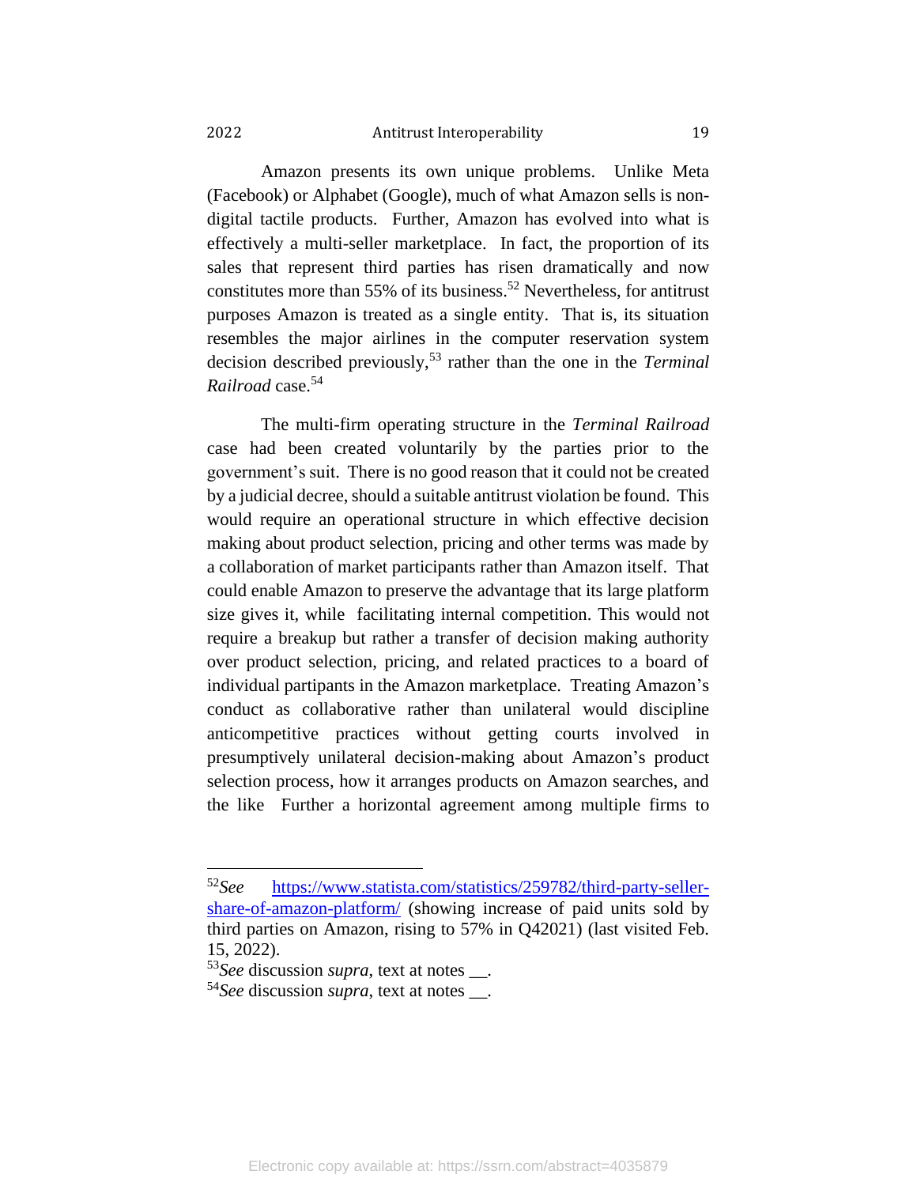Amazon presents its own unique problems. Unlike Meta (Facebook) or Alphabet (Google), much of what Amazon sells is non-digital tactile products. Further, Amazon has evolved into what is effectively a multi-seller marketplace. In fact, the proportion of its sales that represent third parties has risen dramatically and now constitutes more than 55% of its business.[52] Nevertheless, for antitrust purposes Amazon is treated as a single entity. That is, its situation resembles the major airlines in the computer reservation system decision described previously,[53] rather than the one in the *Terminal Railroad* case.[54]

The multi-firm operating structure in the *Terminal Railroad* case had been created voluntarily by the parties prior to the government's suit. There is no good reason that it could not be created by a judicial decree, should a suitable antitrust violation be found. This would require an operational structure in which effective decision making about product selection, pricing and other terms was made by a collaboration of market participants rather than Amazon itself. That could enable Amazon to preserve the advantage that its large platform size gives it, while facilitating internal competition. This would not require a breakup but rather a transfer of decision making authority over product selection, pricing, and related practices to a board of individual partipants in the Amazon marketplace. Treating Amazon's conduct as collaborative rather than unilateral would discipline anticompetitive practices without getting courts involved in presumptively unilateral decision-making about Amazon's product selection process, how it arranges products on Amazon searches, and the like Further a horizontal agreement among multiple firms to

---

[52] *See* https://www.statista.com/statistics/259782/third-party-seller-share-of-amazon-platform/ (showing increase of paid units sold by third parties on Amazon, rising to 57% in Q42021) (last visited Feb. 15, 2022).

[53] *See* discussion *supra*, text at notes __.

[54] *See* discussion *supra*, text at notes __.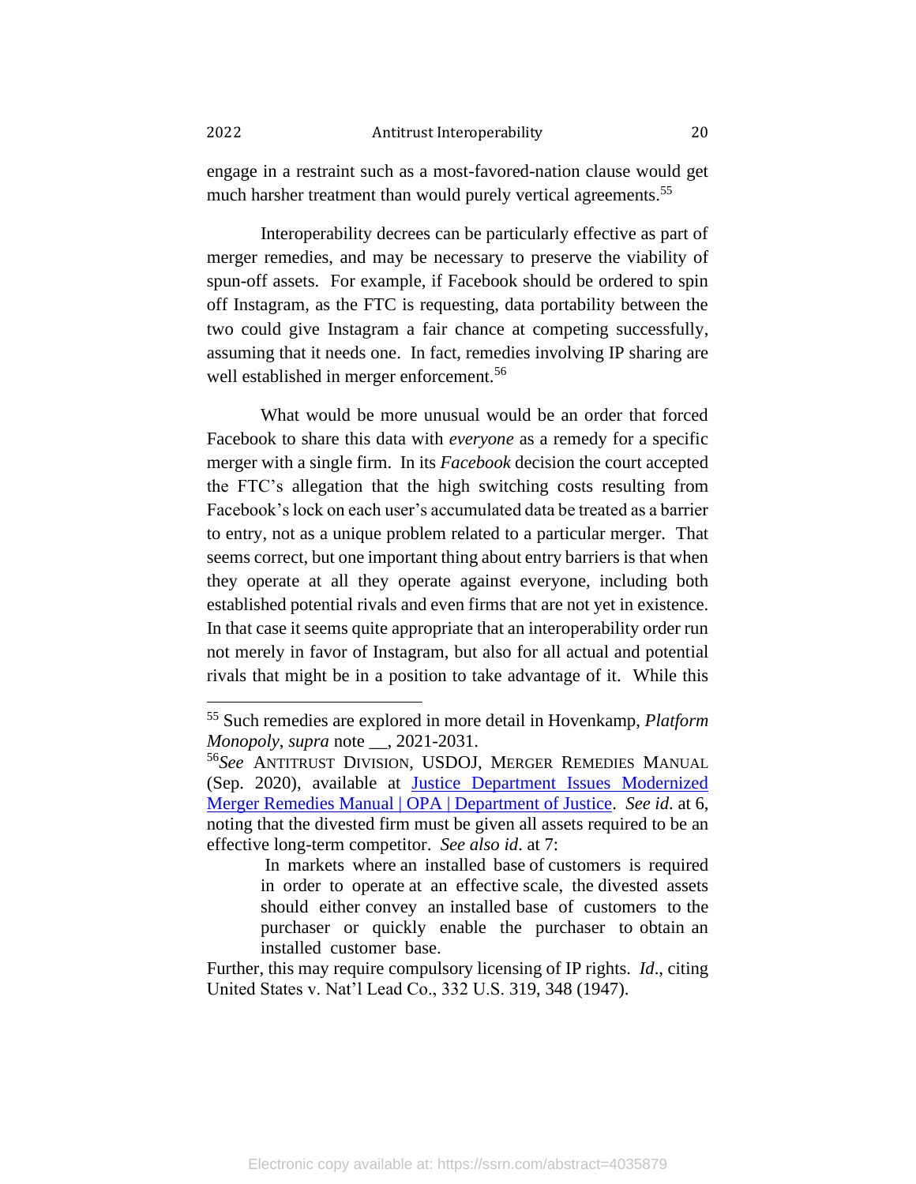engage in a restraint such as a most-favored-nation clause would get much harsher treatment than would purely vertical agreements.[55]

Interoperability decrees can be particularly effective as part of merger remedies, and may be necessary to preserve the viability of spun-off assets. For example, if Facebook should be ordered to spin off Instagram, as the FTC is requesting, data portability between the two could give Instagram a fair chance at competing successfully, assuming that it needs one. In fact, remedies involving IP sharing are well established in merger enforcement.[56]

What would be more unusual would be an order that forced Facebook to share this data with *everyone* as a remedy for a specific merger with a single firm. In its *Facebook* decision the court accepted the FTC's allegation that the high switching costs resulting from Facebook's lock on each user's accumulated data be treated as a barrier to entry, not as a unique problem related to a particular merger. That seems correct, but one important thing about entry barriers is that when they operate at all they operate against everyone, including both established potential rivals and even firms that are not yet in existence. In that case it seems quite appropriate that an interoperability order run not merely in favor of Instagram, but also for all actual and potential rivals that might be in a position to take advantage of it. While this

---

[55] Such remedies are explored in more detail in Hovenkamp, *Platform Monopoly*, *supra* note __, 2021-2031.

[56] *See* ANTITRUST DIVISION, USDOJ, MERGER REMEDIES MANUAL (Sep. 2020), available at [Justice Department Issues Modernized Merger Remedies Manual | OPA | Department of Justice](). *See id*. at 6, noting that the divested firm must be given all assets required to be an effective long-term competitor. *See also id*. at 7:

> In markets where an installed base of customers is required in order to operate at an effective scale, the divested assets should either convey an installed base of customers to the purchaser or quickly enable the purchaser to obtain an installed customer base.

Further, this may require compulsory licensing of IP rights. *Id*., citing United States v. Nat'l Lead Co., 332 U.S. 319, 348 (1947).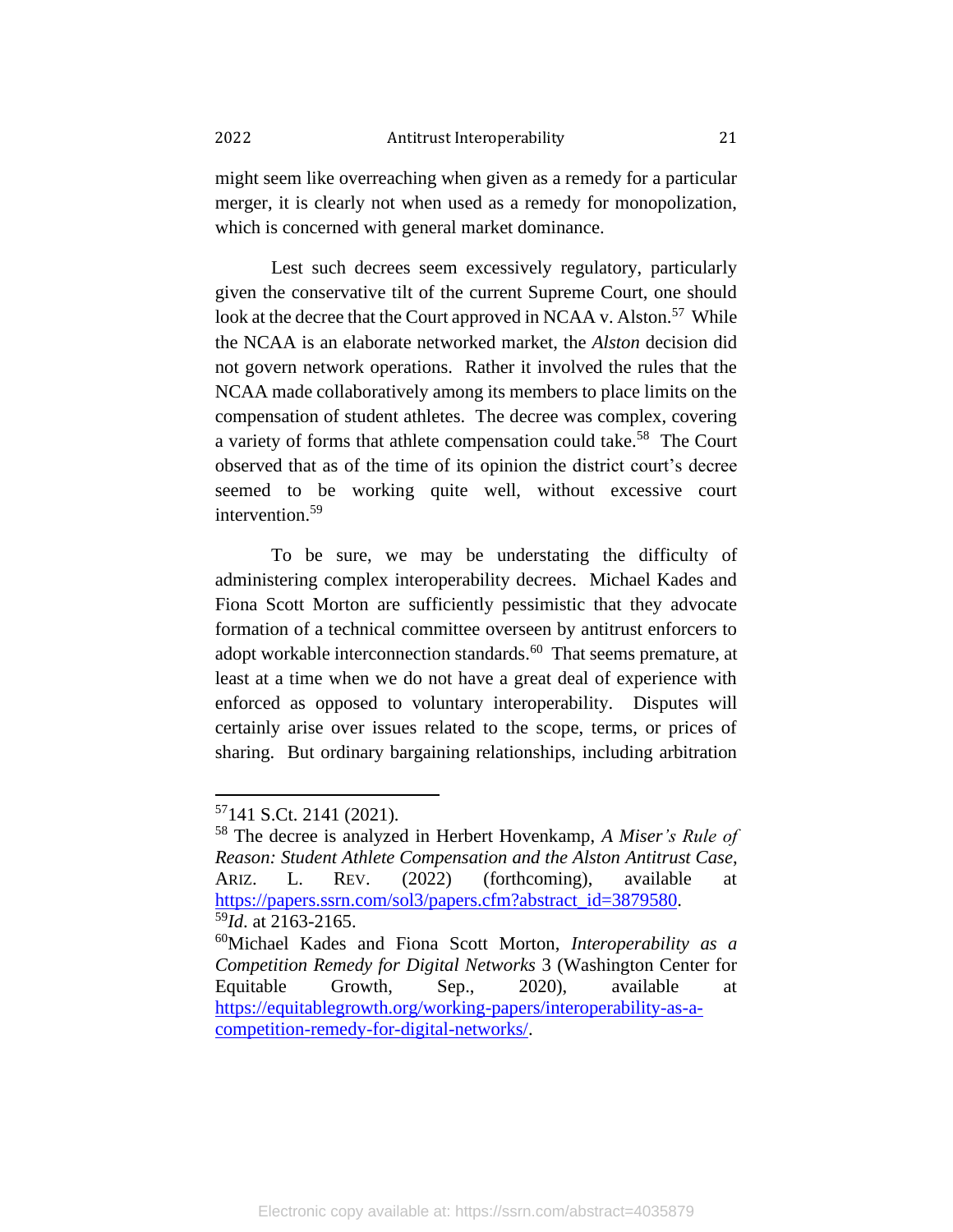might seem like overreaching when given as a remedy for a particular merger, it is clearly not when used as a remedy for monopolization, which is concerned with general market dominance.

Lest such decrees seem excessively regulatory, particularly given the conservative tilt of the current Supreme Court, one should look at the decree that the Court approved in NCAA v. Alston.[57] While the NCAA is an elaborate networked market, the *Alston* decision did not govern network operations. Rather it involved the rules that the NCAA made collaboratively among its members to place limits on the compensation of student athletes. The decree was complex, covering a variety of forms that athlete compensation could take.[58] The Court observed that as of the time of its opinion the district court's decree seemed to be working quite well, without excessive court intervention.[59]

To be sure, we may be understating the difficulty of administering complex interoperability decrees. Michael Kades and Fiona Scott Morton are sufficiently pessimistic that they advocate formation of a technical committee overseen by antitrust enforcers to adopt workable interconnection standards.[60] That seems premature, at least at a time when we do not have a great deal of experience with enforced as opposed to voluntary interoperability. Disputes will certainly arise over issues related to the scope, terms, or prices of sharing. But ordinary bargaining relationships, including arbitration

---

[57] 141 S.Ct. 2141 (2021).

[58] The decree is analyzed in Herbert Hovenkamp, *A Miser's Rule of Reason: Student Athlete Compensation and the Alston Antitrust Case*, ARIZ. L. REV. (2022) (forthcoming), available at https://papers.ssrn.com/sol3/papers.cfm?abstract_id=3879580.

[59] *Id.* at 2163-2165.

[60] Michael Kades and Fiona Scott Morton, *Interoperability as a Competition Remedy for Digital Networks* 3 (Washington Center for Equitable Growth, Sep., 2020), available at https://equitablegrowth.org/working-papers/interoperability-as-a-competition-remedy-for-digital-networks/.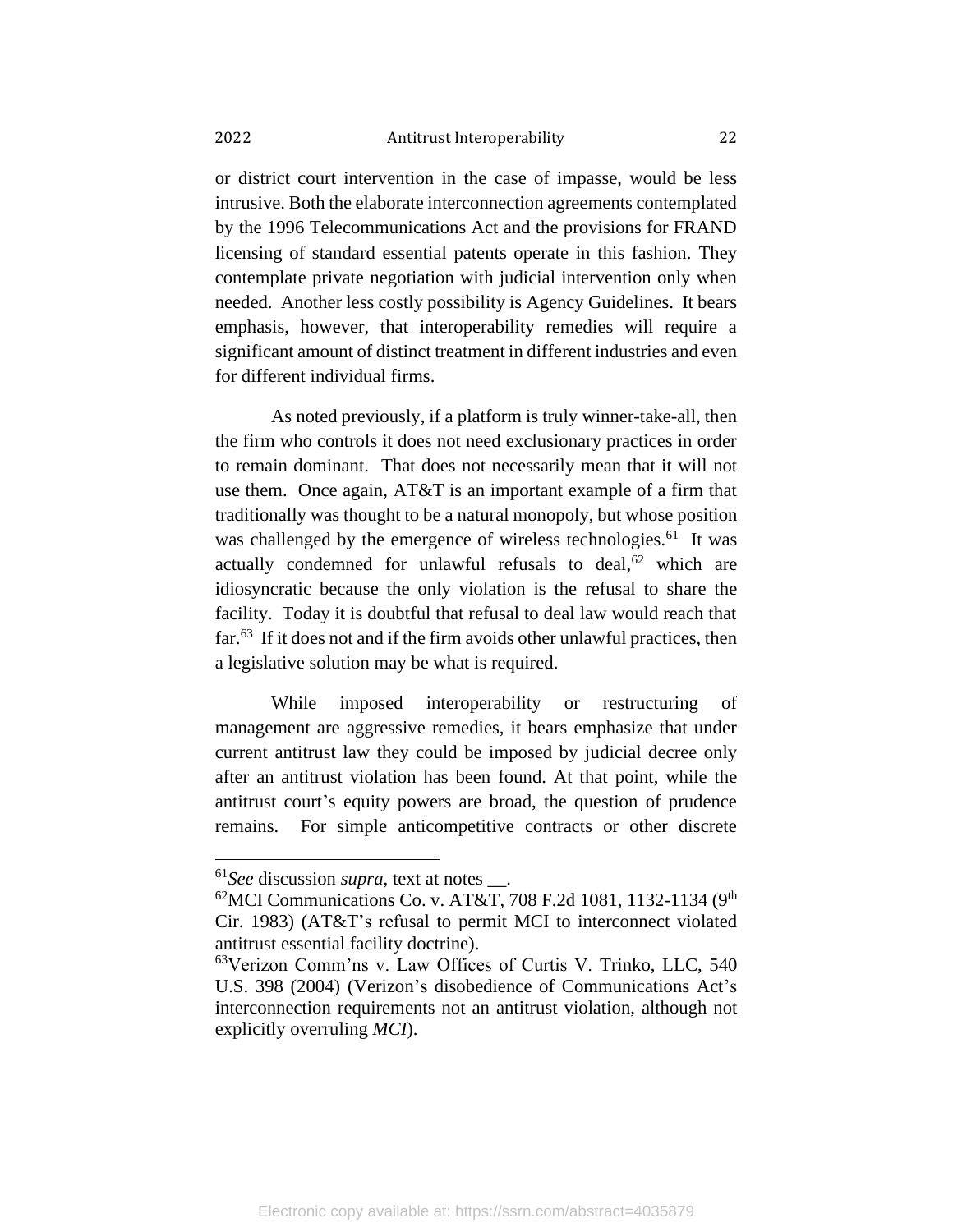or district court intervention in the case of impasse, would be less intrusive. Both the elaborate interconnection agreements contemplated by the 1996 Telecommunications Act and the provisions for FRAND licensing of standard essential patents operate in this fashion. They contemplate private negotiation with judicial intervention only when needed. Another less costly possibility is Agency Guidelines. It bears emphasis, however, that interoperability remedies will require a significant amount of distinct treatment in different industries and even for different individual firms.

As noted previously, if a platform is truly winner-take-all, then the firm who controls it does not need exclusionary practices in order to remain dominant. That does not necessarily mean that it will not use them. Once again, AT&T is an important example of a firm that traditionally was thought to be a natural monopoly, but whose position was challenged by the emergence of wireless technologies.[61] It was actually condemned for unlawful refusals to deal,[62] which are idiosyncratic because the only violation is the refusal to share the facility. Today it is doubtful that refusal to deal law would reach that far.[63] If it does not and if the firm avoids other unlawful practices, then a legislative solution may be what is required.

While imposed interoperability or restructuring of management are aggressive remedies, it bears emphasize that under current antitrust law they could be imposed by judicial decree only after an antitrust violation has been found. At that point, while the antitrust court's equity powers are broad, the question of prudence remains. For simple anticompetitive contracts or other discrete

---

[61] *See* discussion *supra*, text at notes __.

[62] MCI Communications Co. v. AT&T, 708 F.2d 1081, 1132-1134 (9th Cir. 1983) (AT&T's refusal to permit MCI to interconnect violated antitrust essential facility doctrine).

[63] Verizon Comm'ns v. Law Offices of Curtis V. Trinko, LLC, 540 U.S. 398 (2004) (Verizon's disobedience of Communications Act's interconnection requirements not an antitrust violation, although not explicitly overruling *MCI*).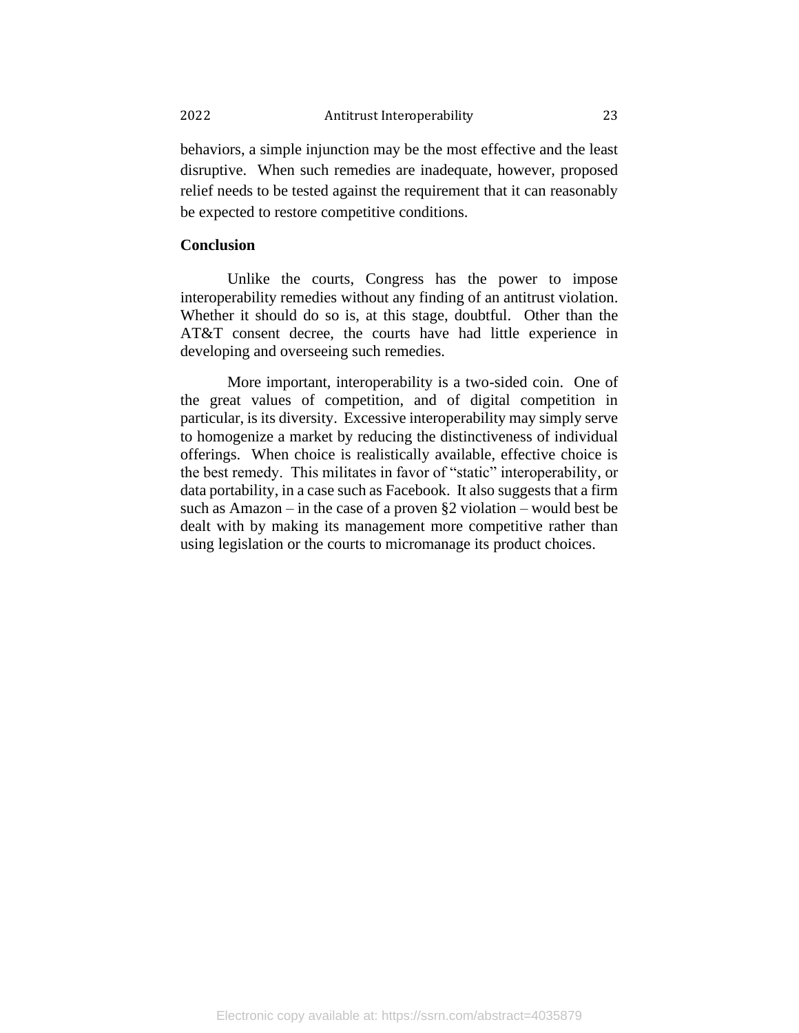behaviors, a simple injunction may be the most effective and the least disruptive. When such remedies are inadequate, however, proposed relief needs to be tested against the requirement that it can reasonably be expected to restore competitive conditions.

## Conclusion

Unlike the courts, Congress has the power to impose interoperability remedies without any finding of an antitrust violation. Whether it should do so is, at this stage, doubtful. Other than the AT&T consent decree, the courts have had little experience in developing and overseeing such remedies.

More important, interoperability is a two-sided coin. One of the great values of competition, and of digital competition in particular, is its diversity. Excessive interoperability may simply serve to homogenize a market by reducing the distinctiveness of individual offerings. When choice is realistically available, effective choice is the best remedy. This militates in favor of "static" interoperability, or data portability, in a case such as Facebook. It also suggests that a firm such as Amazon – in the case of a proven §2 violation – would best be dealt with by making its management more competitive rather than using legislation or the courts to micromanage its product choices.